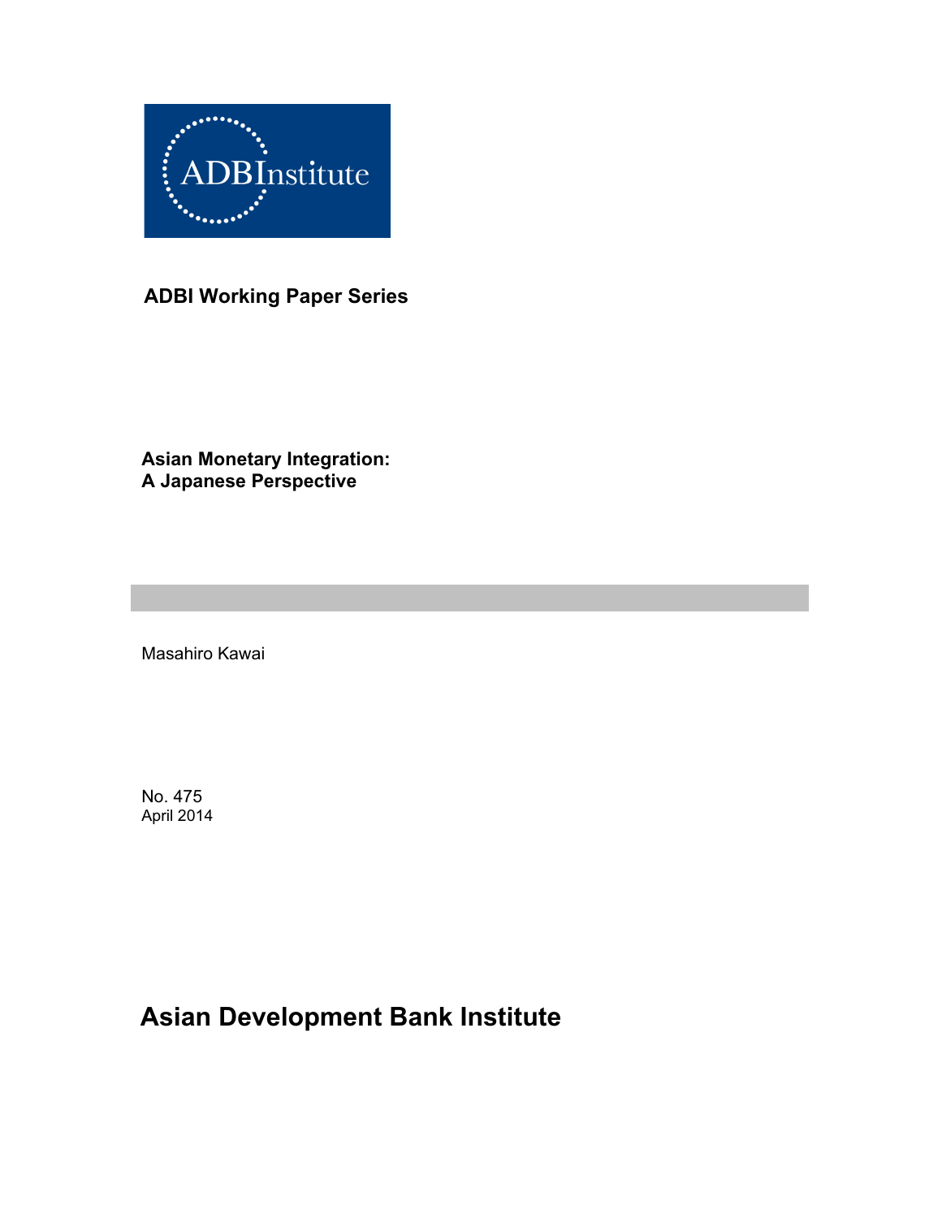ADBInstitute

**ADBI Working Paper Series**

# Asian Monetary Integration: A Japanese Perspective

Masahiro Kawai

No. 475
April 2014

**Asian Development Bank Institute**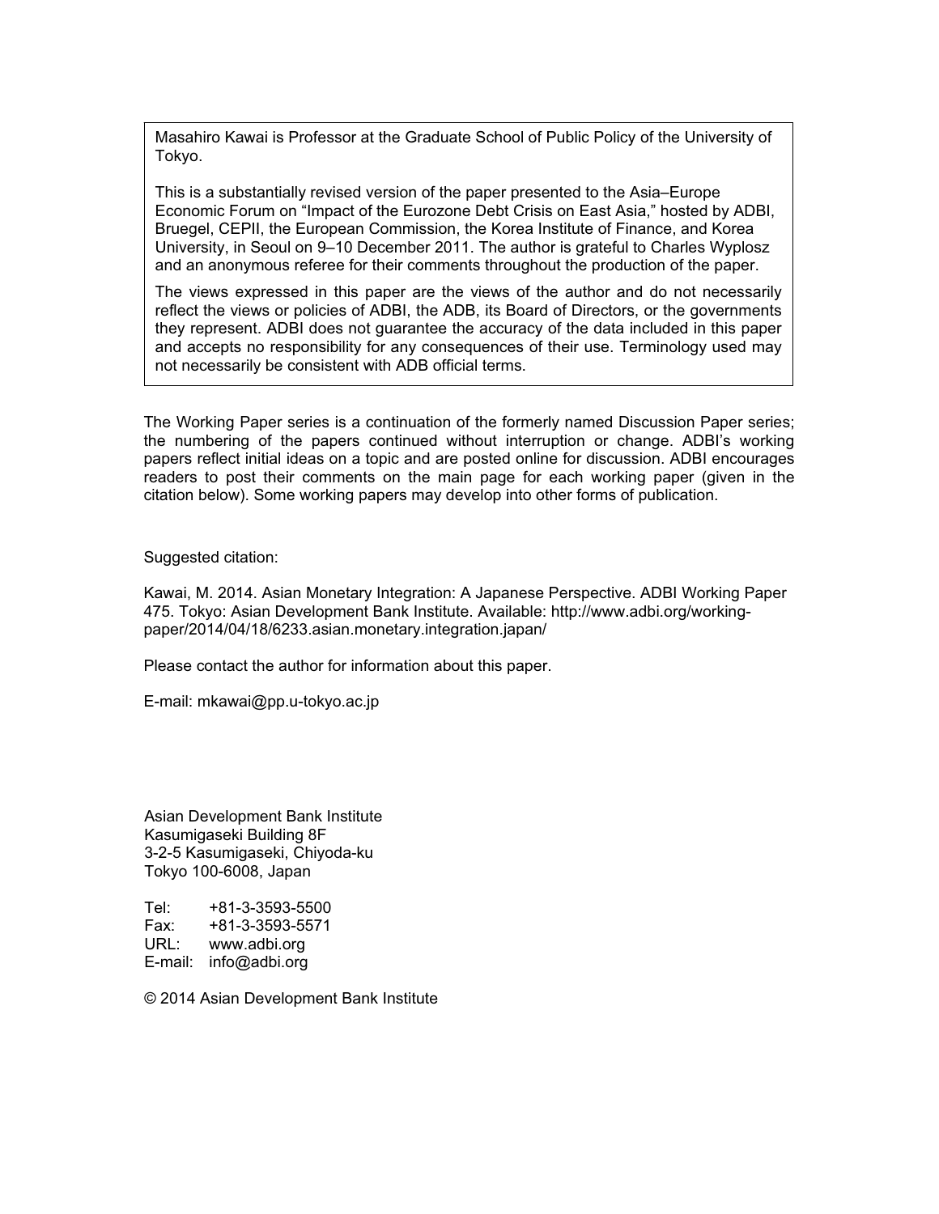Masahiro Kawai is Professor at the Graduate School of Public Policy of the University of Tokyo.

This is a substantially revised version of the paper presented to the Asia–Europe Economic Forum on "Impact of the Eurozone Debt Crisis on East Asia," hosted by ADBI, Bruegel, CEPII, the European Commission, the Korea Institute of Finance, and Korea University, in Seoul on 9–10 December 2011. The author is grateful to Charles Wyplosz and an anonymous referee for their comments throughout the production of the paper.

The views expressed in this paper are the views of the author and do not necessarily reflect the views or policies of ADBI, the ADB, its Board of Directors, or the governments they represent. ADBI does not guarantee the accuracy of the data included in this paper and accepts no responsibility for any consequences of their use. Terminology used may not necessarily be consistent with ADB official terms.

The Working Paper series is a continuation of the formerly named Discussion Paper series; the numbering of the papers continued without interruption or change. ADBI's working papers reflect initial ideas on a topic and are posted online for discussion. ADBI encourages readers to post their comments on the main page for each working paper (given in the citation below). Some working papers may develop into other forms of publication.

Suggested citation:

Kawai, M. 2014. Asian Monetary Integration: A Japanese Perspective. ADBI Working Paper 475. Tokyo: Asian Development Bank Institute. Available: http://www.adbi.org/working-paper/2014/04/18/6233.asian.monetary.integration.japan/

Please contact the author for information about this paper.

E-mail: mkawai@pp.u-tokyo.ac.jp

Asian Development Bank Institute
Kasumigaseki Building 8F
3-2-5 Kasumigaseki, Chiyoda-ku
Tokyo 100-6008, Japan

Tel: +81-3-3593-5500
Fax: +81-3-3593-5571
URL: www.adbi.org
E-mail: info@adbi.org

© 2014 Asian Development Bank Institute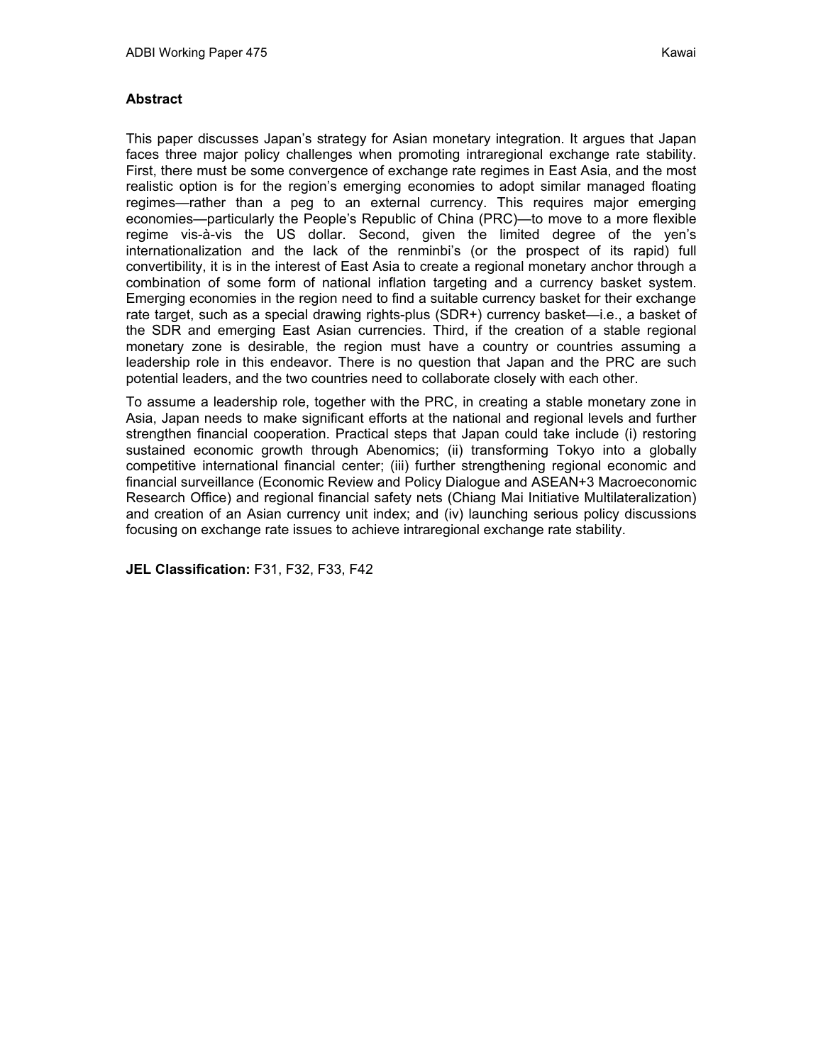## Abstract

This paper discusses Japan's strategy for Asian monetary integration. It argues that Japan faces three major policy challenges when promoting intraregional exchange rate stability. First, there must be some convergence of exchange rate regimes in East Asia, and the most realistic option is for the region's emerging economies to adopt similar managed floating regimes—rather than a peg to an external currency. This requires major emerging economies—particularly the People's Republic of China (PRC)—to move to a more flexible regime vis-à-vis the US dollar. Second, given the limited degree of the yen's internationalization and the lack of the renminbi's (or the prospect of its rapid) full convertibility, it is in the interest of East Asia to create a regional monetary anchor through a combination of some form of national inflation targeting and a currency basket system. Emerging economies in the region need to find a suitable currency basket for their exchange rate target, such as a special drawing rights-plus (SDR+) currency basket—i.e., a basket of the SDR and emerging East Asian currencies. Third, if the creation of a stable regional monetary zone is desirable, the region must have a country or countries assuming a leadership role in this endeavor. There is no question that Japan and the PRC are such potential leaders, and the two countries need to collaborate closely with each other.

To assume a leadership role, together with the PRC, in creating a stable monetary zone in Asia, Japan needs to make significant efforts at the national and regional levels and further strengthen financial cooperation. Practical steps that Japan could take include (i) restoring sustained economic growth through Abenomics; (ii) transforming Tokyo into a globally competitive international financial center; (iii) further strengthening regional economic and financial surveillance (Economic Review and Policy Dialogue and ASEAN+3 Macroeconomic Research Office) and regional financial safety nets (Chiang Mai Initiative Multilateralization) and creation of an Asian currency unit index; and (iv) launching serious policy discussions focusing on exchange rate issues to achieve intraregional exchange rate stability.

**JEL Classification:** F31, F32, F33, F42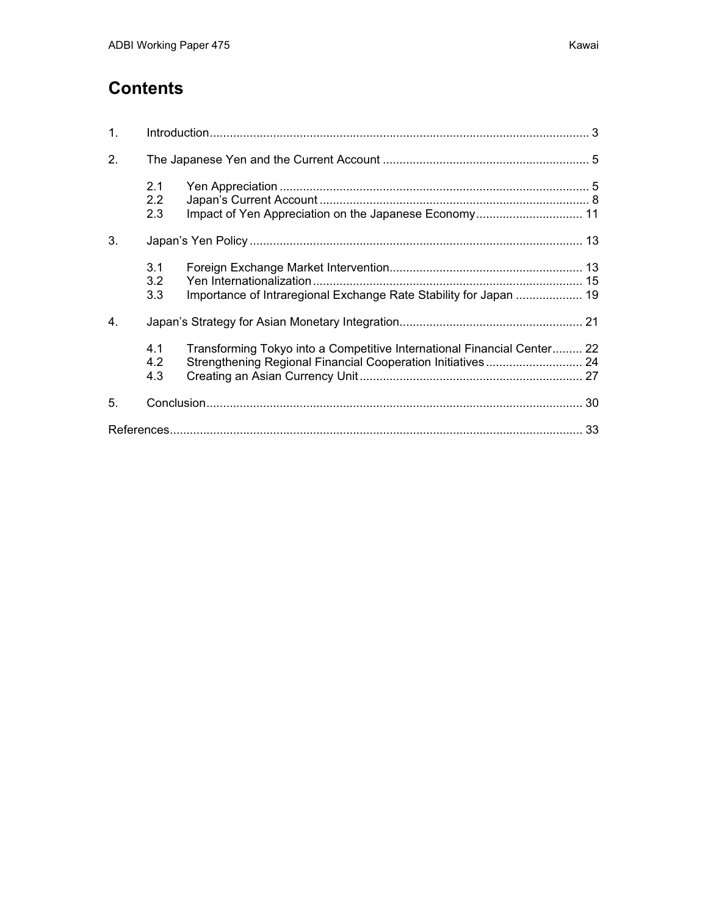# Contents

1. Introduction ..... 3
2. The Japanese Yen and the Current Account ..... 5
   - 2.1 Yen Appreciation ..... 5
   - 2.2 Japan's Current Account ..... 8
   - 2.3 Impact of Yen Appreciation on the Japanese Economy ..... 11
3. Japan's Yen Policy ..... 13
   - 3.1 Foreign Exchange Market Intervention ..... 13
   - 3.2 Yen Internationalization ..... 15
   - 3.3 Importance of Intraregional Exchange Rate Stability for Japan ..... 19
4. Japan's Strategy for Asian Monetary Integration ..... 21
   - 4.1 Transforming Tokyo into a Competitive International Financial Center ..... 22
   - 4.2 Strengthening Regional Financial Cooperation Initiatives ..... 24
   - 4.3 Creating an Asian Currency Unit ..... 27
5. Conclusion ..... 30

References ..... 33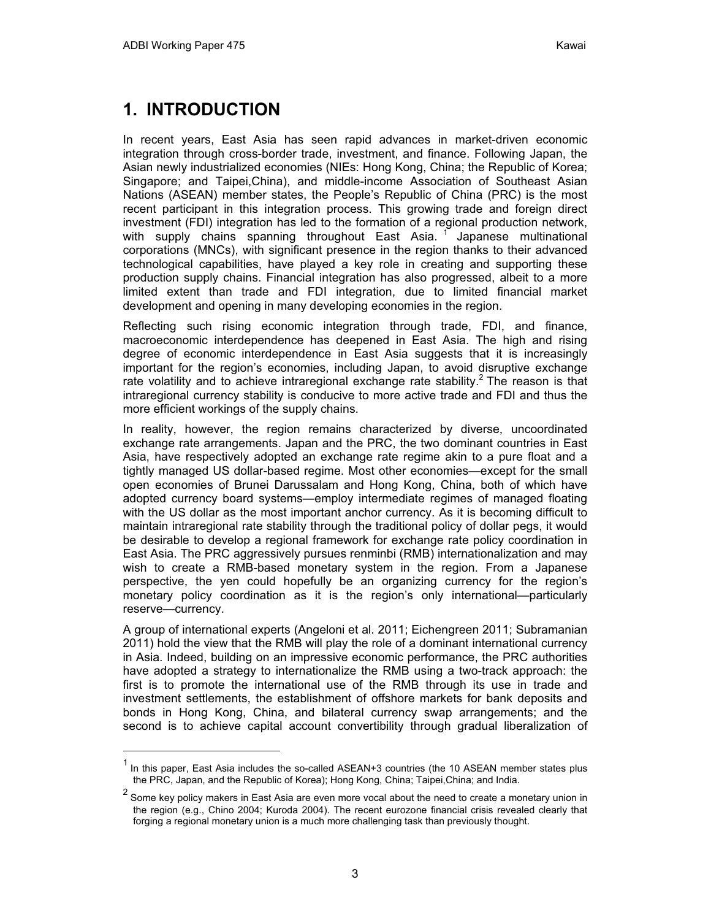# 1. INTRODUCTION

In recent years, East Asia has seen rapid advances in market-driven economic integration through cross-border trade, investment, and finance. Following Japan, the Asian newly industrialized economies (NIEs: Hong Kong, China; the Republic of Korea; Singapore; and Taipei,China), and middle-income Association of Southeast Asian Nations (ASEAN) member states, the People's Republic of China (PRC) is the most recent participant in this integration process. This growing trade and foreign direct investment (FDI) integration has led to the formation of a regional production network, with supply chains spanning throughout East Asia. [1] Japanese multinational corporations (MNCs), with significant presence in the region thanks to their advanced technological capabilities, have played a key role in creating and supporting these production supply chains. Financial integration has also progressed, albeit to a more limited extent than trade and FDI integration, due to limited financial market development and opening in many developing economies in the region.

Reflecting such rising economic integration through trade, FDI, and finance, macroeconomic interdependence has deepened in East Asia. The high and rising degree of economic interdependence in East Asia suggests that it is increasingly important for the region's economies, including Japan, to avoid disruptive exchange rate volatility and to achieve intraregional exchange rate stability.[2] The reason is that intraregional currency stability is conducive to more active trade and FDI and thus the more efficient workings of the supply chains.

In reality, however, the region remains characterized by diverse, uncoordinated exchange rate arrangements. Japan and the PRC, the two dominant countries in East Asia, have respectively adopted an exchange rate regime akin to a pure float and a tightly managed US dollar-based regime. Most other economies—except for the small open economies of Brunei Darussalam and Hong Kong, China, both of which have adopted currency board systems—employ intermediate regimes of managed floating with the US dollar as the most important anchor currency. As it is becoming difficult to maintain intraregional rate stability through the traditional policy of dollar pegs, it would be desirable to develop a regional framework for exchange rate policy coordination in East Asia. The PRC aggressively pursues renminbi (RMB) internationalization and may wish to create a RMB-based monetary system in the region. From a Japanese perspective, the yen could hopefully be an organizing currency for the region's monetary policy coordination as it is the region's only international—particularly reserve—currency.

A group of international experts (Angeloni et al. 2011; Eichengreen 2011; Subramanian 2011) hold the view that the RMB will play the role of a dominant international currency in Asia. Indeed, building on an impressive economic performance, the PRC authorities have adopted a strategy to internationalize the RMB using a two-track approach: the first is to promote the international use of the RMB through its use in trade and investment settlements, the establishment of offshore markets for bank deposits and bonds in Hong Kong, China, and bilateral currency swap arrangements; and the second is to achieve capital account convertibility through gradual liberalization of

---

[1] In this paper, East Asia includes the so-called ASEAN+3 countries (the 10 ASEAN member states plus the PRC, Japan, and the Republic of Korea); Hong Kong, China; Taipei,China; and India.

[2] Some key policy makers in East Asia are even more vocal about the need to create a monetary union in the region (e.g., Chino 2004; Kuroda 2004). The recent eurozone financial crisis revealed clearly that forging a regional monetary union is a much more challenging task than previously thought.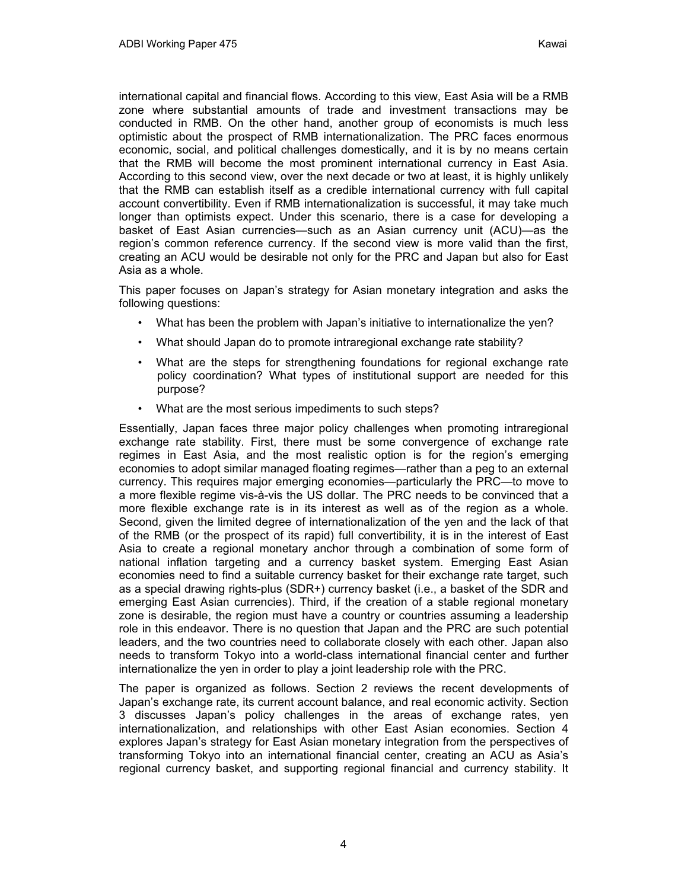international capital and financial flows. According to this view, East Asia will be a RMB zone where substantial amounts of trade and investment transactions may be conducted in RMB. On the other hand, another group of economists is much less optimistic about the prospect of RMB internationalization. The PRC faces enormous economic, social, and political challenges domestically, and it is by no means certain that the RMB will become the most prominent international currency in East Asia. According to this second view, over the next decade or two at least, it is highly unlikely that the RMB can establish itself as a credible international currency with full capital account convertibility. Even if RMB internationalization is successful, it may take much longer than optimists expect. Under this scenario, there is a case for developing a basket of East Asian currencies—such as an Asian currency unit (ACU)—as the region's common reference currency. If the second view is more valid than the first, creating an ACU would be desirable not only for the PRC and Japan but also for East Asia as a whole.

This paper focuses on Japan's strategy for Asian monetary integration and asks the following questions:

- What has been the problem with Japan's initiative to internationalize the yen?
- What should Japan do to promote intraregional exchange rate stability?
- What are the steps for strengthening foundations for regional exchange rate policy coordination? What types of institutional support are needed for this purpose?
- What are the most serious impediments to such steps?

Essentially, Japan faces three major policy challenges when promoting intraregional exchange rate stability. First, there must be some convergence of exchange rate regimes in East Asia, and the most realistic option is for the region's emerging economies to adopt similar managed floating regimes—rather than a peg to an external currency. This requires major emerging economies—particularly the PRC—to move to a more flexible regime vis-à-vis the US dollar. The PRC needs to be convinced that a more flexible exchange rate is in its interest as well as of the region as a whole. Second, given the limited degree of internationalization of the yen and the lack of that of the RMB (or the prospect of its rapid) full convertibility, it is in the interest of East Asia to create a regional monetary anchor through a combination of some form of national inflation targeting and a currency basket system. Emerging East Asian economies need to find a suitable currency basket for their exchange rate target, such as a special drawing rights-plus (SDR+) currency basket (i.e., a basket of the SDR and emerging East Asian currencies). Third, if the creation of a stable regional monetary zone is desirable, the region must have a country or countries assuming a leadership role in this endeavor. There is no question that Japan and the PRC are such potential leaders, and the two countries need to collaborate closely with each other. Japan also needs to transform Tokyo into a world-class international financial center and further internationalize the yen in order to play a joint leadership role with the PRC.

The paper is organized as follows. Section 2 reviews the recent developments of Japan's exchange rate, its current account balance, and real economic activity. Section 3 discusses Japan's policy challenges in the areas of exchange rates, yen internationalization, and relationships with other East Asian economies. Section 4 explores Japan's strategy for East Asian monetary integration from the perspectives of transforming Tokyo into an international financial center, creating an ACU as Asia's regional currency basket, and supporting regional financial and currency stability. It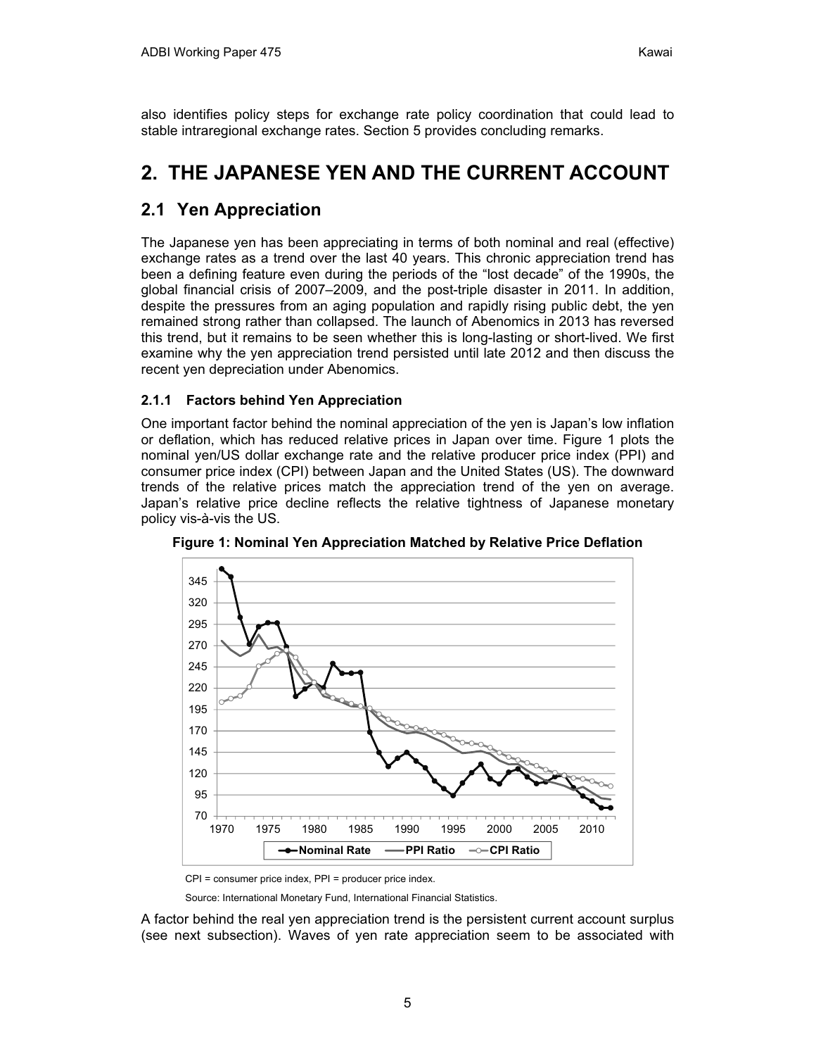also identifies policy steps for exchange rate policy coordination that could lead to stable intraregional exchange rates. Section 5 provides concluding remarks.

# 2. THE JAPANESE YEN AND THE CURRENT ACCOUNT

## 2.1 Yen Appreciation

The Japanese yen has been appreciating in terms of both nominal and real (effective) exchange rates as a trend over the last 40 years. This chronic appreciation trend has been a defining feature even during the periods of the "lost decade" of the 1990s, the global financial crisis of 2007–2009, and the post-triple disaster in 2011. In addition, despite the pressures from an aging population and rapidly rising public debt, the yen remained strong rather than collapsed. The launch of Abenomics in 2013 has reversed this trend, but it remains to be seen whether this is long-lasting or short-lived. We first examine why the yen appreciation trend persisted until late 2012 and then discuss the recent yen depreciation under Abenomics.

### 2.1.1 Factors behind Yen Appreciation

One important factor behind the nominal appreciation of the yen is Japan's low inflation or deflation, which has reduced relative prices in Japan over time. Figure 1 plots the nominal yen/US dollar exchange rate and the relative producer price index (PPI) and consumer price index (CPI) between Japan and the United States (US). The downward trends of the relative prices match the appreciation trend of the yen on average. Japan's relative price decline reflects the relative tightness of Japanese monetary policy vis-à-vis the US.

**Figure 1: Nominal Yen Appreciation Matched by Relative Price Deflation**

CPI = consumer price index, PPI = producer price index.

Source: International Monetary Fund, International Financial Statistics.

A factor behind the real yen appreciation trend is the persistent current account surplus (see next subsection). Waves of yen rate appreciation seem to be associated with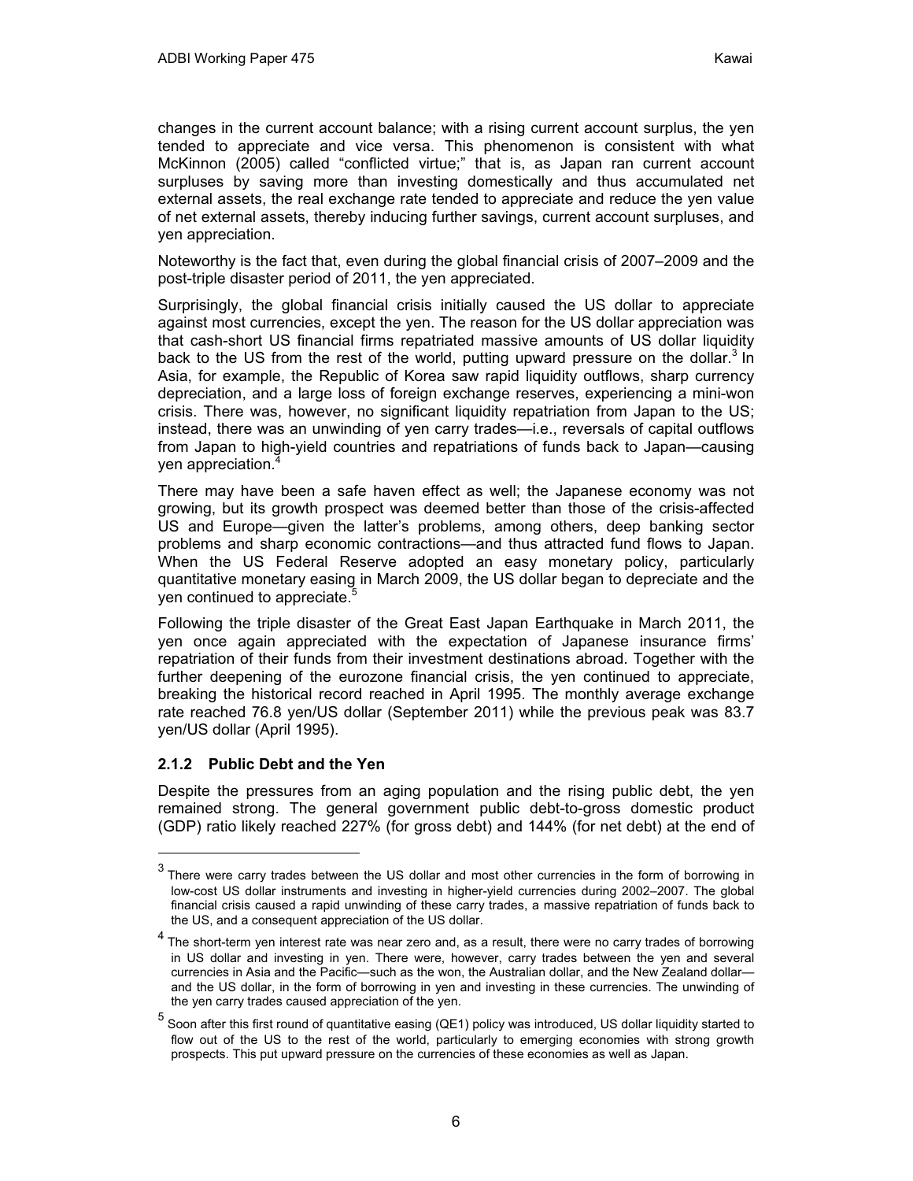changes in the current account balance; with a rising current account surplus, the yen tended to appreciate and vice versa. This phenomenon is consistent with what McKinnon (2005) called "conflicted virtue;" that is, as Japan ran current account surpluses by saving more than investing domestically and thus accumulated net external assets, the real exchange rate tended to appreciate and reduce the yen value of net external assets, thereby inducing further savings, current account surpluses, and yen appreciation.

Noteworthy is the fact that, even during the global financial crisis of 2007–2009 and the post-triple disaster period of 2011, the yen appreciated.

Surprisingly, the global financial crisis initially caused the US dollar to appreciate against most currencies, except the yen. The reason for the US dollar appreciation was that cash-short US financial firms repatriated massive amounts of US dollar liquidity back to the US from the rest of the world, putting upward pressure on the dollar.[3] In Asia, for example, the Republic of Korea saw rapid liquidity outflows, sharp currency depreciation, and a large loss of foreign exchange reserves, experiencing a mini-won crisis. There was, however, no significant liquidity repatriation from Japan to the US; instead, there was an unwinding of yen carry trades—i.e., reversals of capital outflows from Japan to high-yield countries and repatriations of funds back to Japan—causing yen appreciation.[4]

There may have been a safe haven effect as well; the Japanese economy was not growing, but its growth prospect was deemed better than those of the crisis-affected US and Europe—given the latter's problems, among others, deep banking sector problems and sharp economic contractions—and thus attracted fund flows to Japan. When the US Federal Reserve adopted an easy monetary policy, particularly quantitative monetary easing in March 2009, the US dollar began to depreciate and the yen continued to appreciate.[5]

Following the triple disaster of the Great East Japan Earthquake in March 2011, the yen once again appreciated with the expectation of Japanese insurance firms' repatriation of their funds from their investment destinations abroad. Together with the further deepening of the eurozone financial crisis, the yen continued to appreciate, breaking the historical record reached in April 1995. The monthly average exchange rate reached 76.8 yen/US dollar (September 2011) while the previous peak was 83.7 yen/US dollar (April 1995).

### 2.1.2 Public Debt and the Yen

Despite the pressures from an aging population and the rising public debt, the yen remained strong. The general government public debt-to-gross domestic product (GDP) ratio likely reached 227% (for gross debt) and 144% (for net debt) at the end of

---

[3] There were carry trades between the US dollar and most other currencies in the form of borrowing in low-cost US dollar instruments and investing in higher-yield currencies during 2002–2007. The global financial crisis caused a rapid unwinding of these carry trades, a massive repatriation of funds back to the US, and a consequent appreciation of the US dollar.

[4] The short-term yen interest rate was near zero and, as a result, there were no carry trades of borrowing in US dollar and investing in yen. There were, however, carry trades between the yen and several currencies in Asia and the Pacific—such as the won, the Australian dollar, and the New Zealand dollar—and the US dollar, in the form of borrowing in yen and investing in these currencies. The unwinding of the yen carry trades caused appreciation of the yen.

[5] Soon after this first round of quantitative easing (QE1) policy was introduced, US dollar liquidity started to flow out of the US to the rest of the world, particularly to emerging economies with strong growth prospects. This put upward pressure on the currencies of these economies as well as Japan.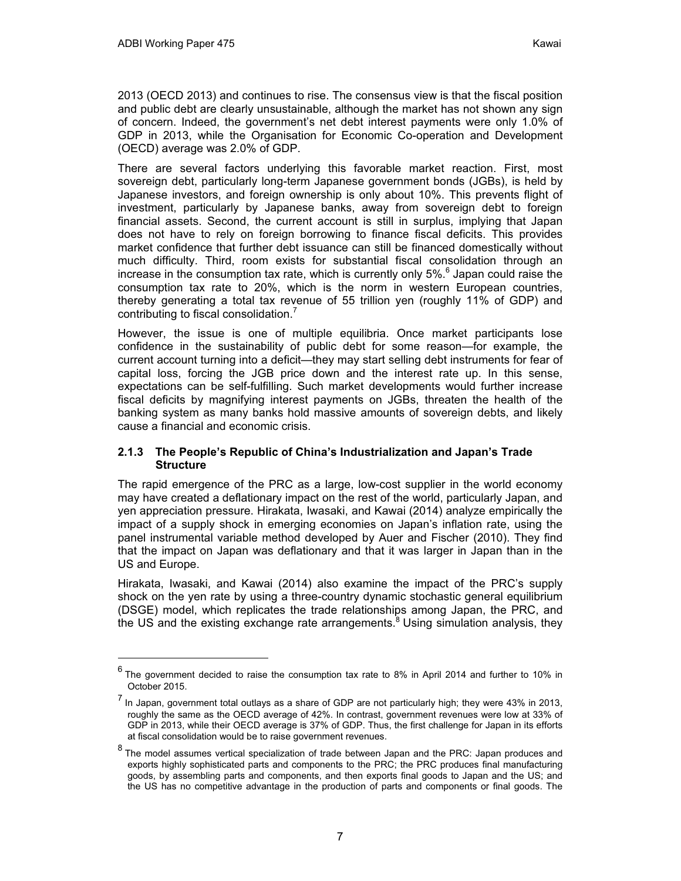2013 (OECD 2013) and continues to rise. The consensus view is that the fiscal position and public debt are clearly unsustainable, although the market has not shown any sign of concern. Indeed, the government's net debt interest payments were only 1.0% of GDP in 2013, while the Organisation for Economic Co-operation and Development (OECD) average was 2.0% of GDP.

There are several factors underlying this favorable market reaction. First, most sovereign debt, particularly long-term Japanese government bonds (JGBs), is held by Japanese investors, and foreign ownership is only about 10%. This prevents flight of investment, particularly by Japanese banks, away from sovereign debt to foreign financial assets. Second, the current account is still in surplus, implying that Japan does not have to rely on foreign borrowing to finance fiscal deficits. This provides market confidence that further debt issuance can still be financed domestically without much difficulty. Third, room exists for substantial fiscal consolidation through an increase in the consumption tax rate, which is currently only 5%.[6] Japan could raise the consumption tax rate to 20%, which is the norm in western European countries, thereby generating a total tax revenue of 55 trillion yen (roughly 11% of GDP) and contributing to fiscal consolidation.[7]

However, the issue is one of multiple equilibria. Once market participants lose confidence in the sustainability of public debt for some reason—for example, the current account turning into a deficit—they may start selling debt instruments for fear of capital loss, forcing the JGB price down and the interest rate up. In this sense, expectations can be self-fulfilling. Such market developments would further increase fiscal deficits by magnifying interest payments on JGBs, threaten the health of the banking system as many banks hold massive amounts of sovereign debts, and likely cause a financial and economic crisis.

### 2.1.3 The People's Republic of China's Industrialization and Japan's Trade Structure

The rapid emergence of the PRC as a large, low-cost supplier in the world economy may have created a deflationary impact on the rest of the world, particularly Japan, and yen appreciation pressure. Hirakata, Iwasaki, and Kawai (2014) analyze empirically the impact of a supply shock in emerging economies on Japan's inflation rate, using the panel instrumental variable method developed by Auer and Fischer (2010). They find that the impact on Japan was deflationary and that it was larger in Japan than in the US and Europe.

Hirakata, Iwasaki, and Kawai (2014) also examine the impact of the PRC's supply shock on the yen rate by using a three-country dynamic stochastic general equilibrium (DSGE) model, which replicates the trade relationships among Japan, the PRC, and the US and the existing exchange rate arrangements.[8] Using simulation analysis, they

---

[6] The government decided to raise the consumption tax rate to 8% in April 2014 and further to 10% in October 2015.

[7] In Japan, government total outlays as a share of GDP are not particularly high; they were 43% in 2013, roughly the same as the OECD average of 42%. In contrast, government revenues were low at 33% of GDP in 2013, while their OECD average is 37% of GDP. Thus, the first challenge for Japan in its efforts at fiscal consolidation would be to raise government revenues.

[8] The model assumes vertical specialization of trade between Japan and the PRC: Japan produces and exports highly sophisticated parts and components to the PRC; the PRC produces final manufacturing goods, by assembling parts and components, and then exports final goods to Japan and the US; and the US has no competitive advantage in the production of parts and components or final goods. The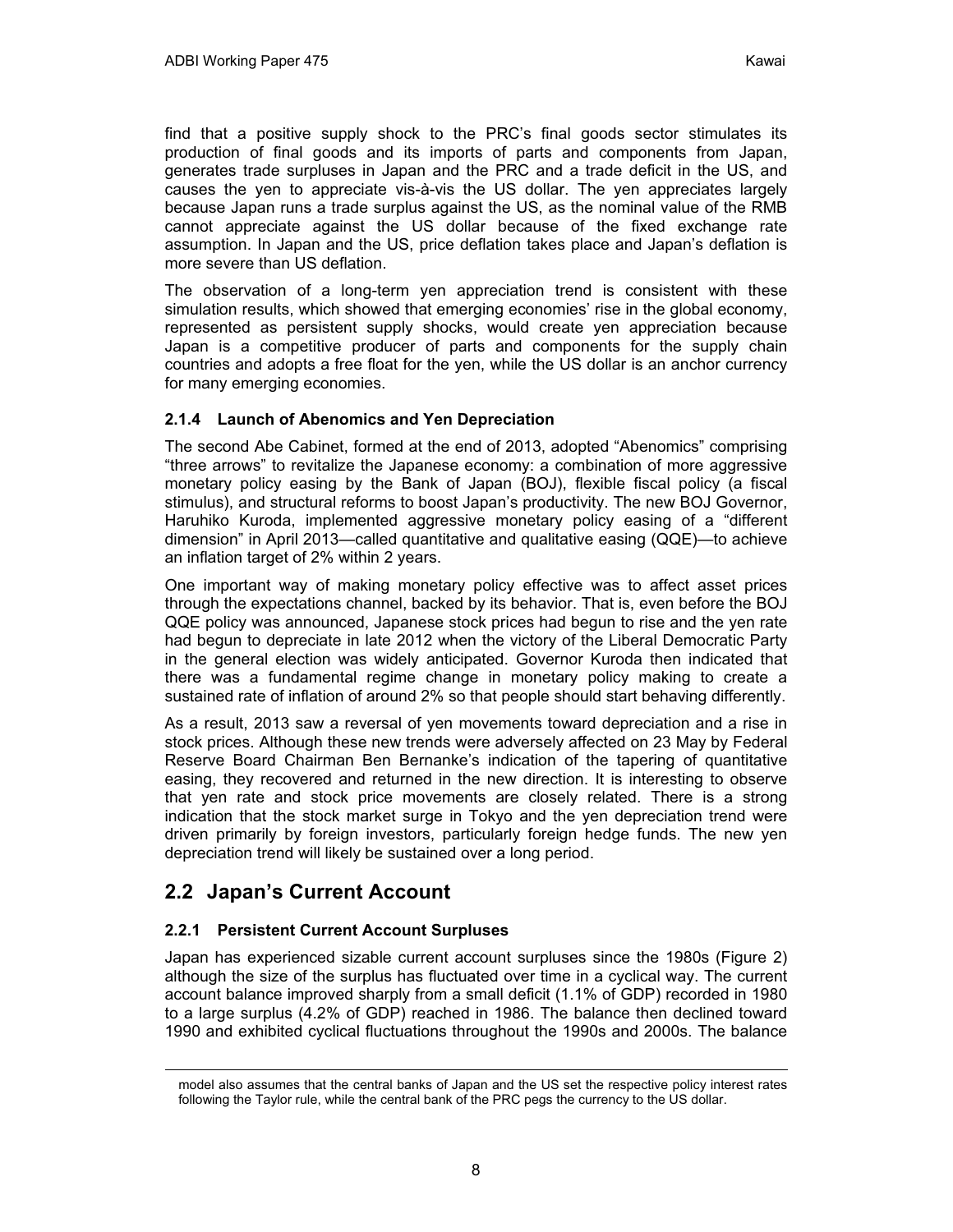find that a positive supply shock to the PRC's final goods sector stimulates its production of final goods and its imports of parts and components from Japan, generates trade surpluses in Japan and the PRC and a trade deficit in the US, and causes the yen to appreciate vis-à-vis the US dollar. The yen appreciates largely because Japan runs a trade surplus against the US, as the nominal value of the RMB cannot appreciate against the US dollar because of the fixed exchange rate assumption. In Japan and the US, price deflation takes place and Japan's deflation is more severe than US deflation.

The observation of a long-term yen appreciation trend is consistent with these simulation results, which showed that emerging economies' rise in the global economy, represented as persistent supply shocks, would create yen appreciation because Japan is a competitive producer of parts and components for the supply chain countries and adopts a free float for the yen, while the US dollar is an anchor currency for many emerging economies.

#### 2.1.4 Launch of Abenomics and Yen Depreciation

The second Abe Cabinet, formed at the end of 2013, adopted "Abenomics" comprising "three arrows" to revitalize the Japanese economy: a combination of more aggressive monetary policy easing by the Bank of Japan (BOJ), flexible fiscal policy (a fiscal stimulus), and structural reforms to boost Japan's productivity. The new BOJ Governor, Haruhiko Kuroda, implemented aggressive monetary policy easing of a "different dimension" in April 2013—called quantitative and qualitative easing (QQE)—to achieve an inflation target of 2% within 2 years.

One important way of making monetary policy effective was to affect asset prices through the expectations channel, backed by its behavior. That is, even before the BOJ QQE policy was announced, Japanese stock prices had begun to rise and the yen rate had begun to depreciate in late 2012 when the victory of the Liberal Democratic Party in the general election was widely anticipated. Governor Kuroda then indicated that there was a fundamental regime change in monetary policy making to create a sustained rate of inflation of around 2% so that people should start behaving differently.

As a result, 2013 saw a reversal of yen movements toward depreciation and a rise in stock prices. Although these new trends were adversely affected on 23 May by Federal Reserve Board Chairman Ben Bernanke's indication of the tapering of quantitative easing, they recovered and returned in the new direction. It is interesting to observe that yen rate and stock price movements are closely related. There is a strong indication that the stock market surge in Tokyo and the yen depreciation trend were driven primarily by foreign investors, particularly foreign hedge funds. The new yen depreciation trend will likely be sustained over a long period.

## 2.2 Japan's Current Account

#### 2.2.1 Persistent Current Account Surpluses

Japan has experienced sizable current account surpluses since the 1980s (Figure 2) although the size of the surplus has fluctuated over time in a cyclical way. The current account balance improved sharply from a small deficit (1.1% of GDP) recorded in 1980 to a large surplus (4.2% of GDP) reached in 1986. The balance then declined toward 1990 and exhibited cyclical fluctuations throughout the 1990s and 2000s. The balance

---

model also assumes that the central banks of Japan and the US set the respective policy interest rates following the Taylor rule, while the central bank of the PRC pegs the currency to the US dollar.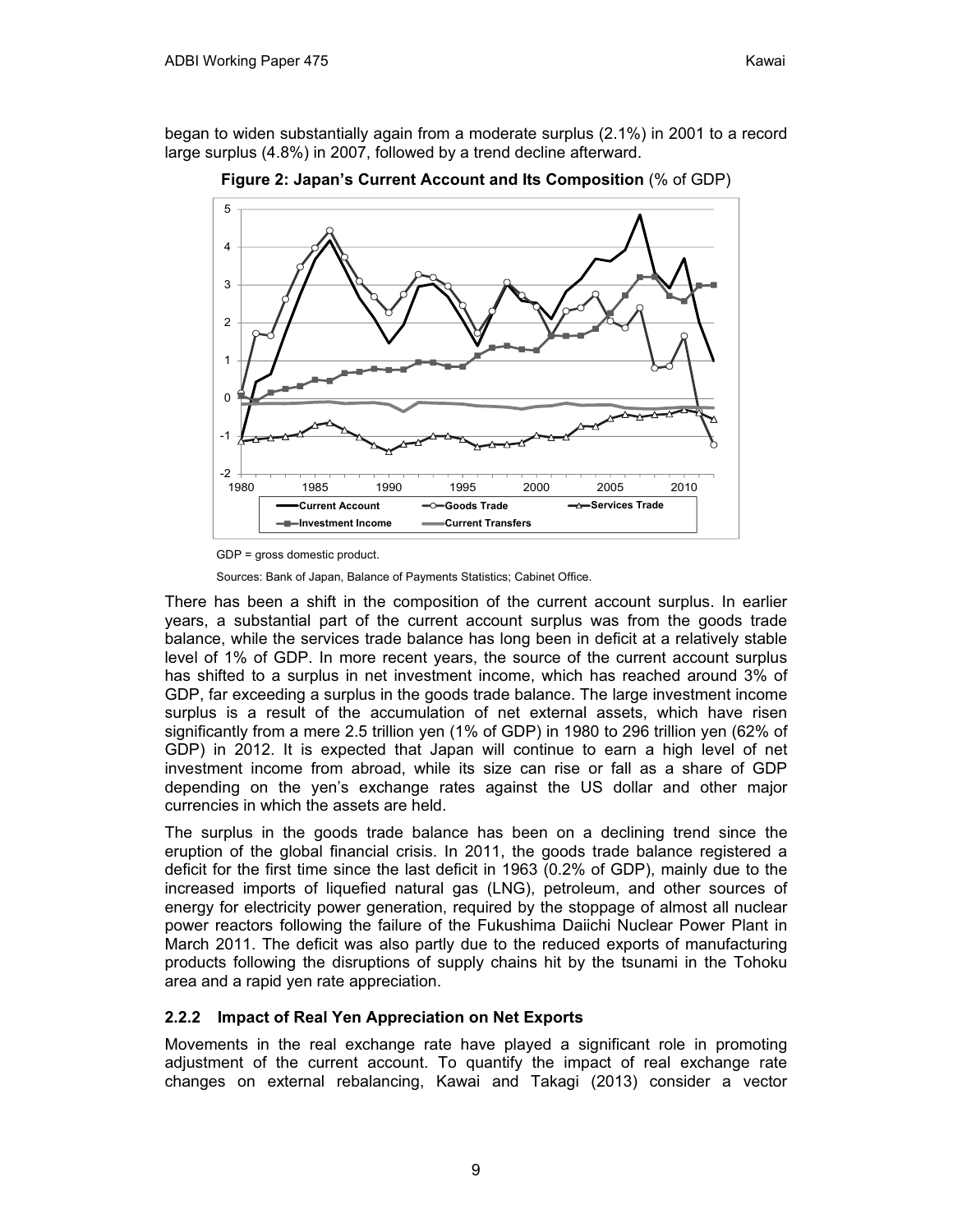began to widen substantially again from a moderate surplus (2.1%) in 2001 to a record large surplus (4.8%) in 2007, followed by a trend decline afterward.

**Figure 2: Japan's Current Account and Its Composition** (% of GDP)

GDP = gross domestic product.

Sources: Bank of Japan, Balance of Payments Statistics; Cabinet Office.

There has been a shift in the composition of the current account surplus. In earlier years, a substantial part of the current account surplus was from the goods trade balance, while the services trade balance has long been in deficit at a relatively stable level of 1% of GDP. In more recent years, the source of the current account surplus has shifted to a surplus in net investment income, which has reached around 3% of GDP, far exceeding a surplus in the goods trade balance. The large investment income surplus is a result of the accumulation of net external assets, which have risen significantly from a mere 2.5 trillion yen (1% of GDP) in 1980 to 296 trillion yen (62% of GDP) in 2012. It is expected that Japan will continue to earn a high level of net investment income from abroad, while its size can rise or fall as a share of GDP depending on the yen's exchange rates against the US dollar and other major currencies in which the assets are held.

The surplus in the goods trade balance has been on a declining trend since the eruption of the global financial crisis. In 2011, the goods trade balance registered a deficit for the first time since the last deficit in 1963 (0.2% of GDP), mainly due to the increased imports of liquefied natural gas (LNG), petroleum, and other sources of energy for electricity power generation, required by the stoppage of almost all nuclear power reactors following the failure of the Fukushima Daiichi Nuclear Power Plant in March 2011. The deficit was also partly due to the reduced exports of manufacturing products following the disruptions of supply chains hit by the tsunami in the Tohoku area and a rapid yen rate appreciation.

### 2.2.2 Impact of Real Yen Appreciation on Net Exports

Movements in the real exchange rate have played a significant role in promoting adjustment of the current account. To quantify the impact of real exchange rate changes on external rebalancing, Kawai and Takagi (2013) consider a vector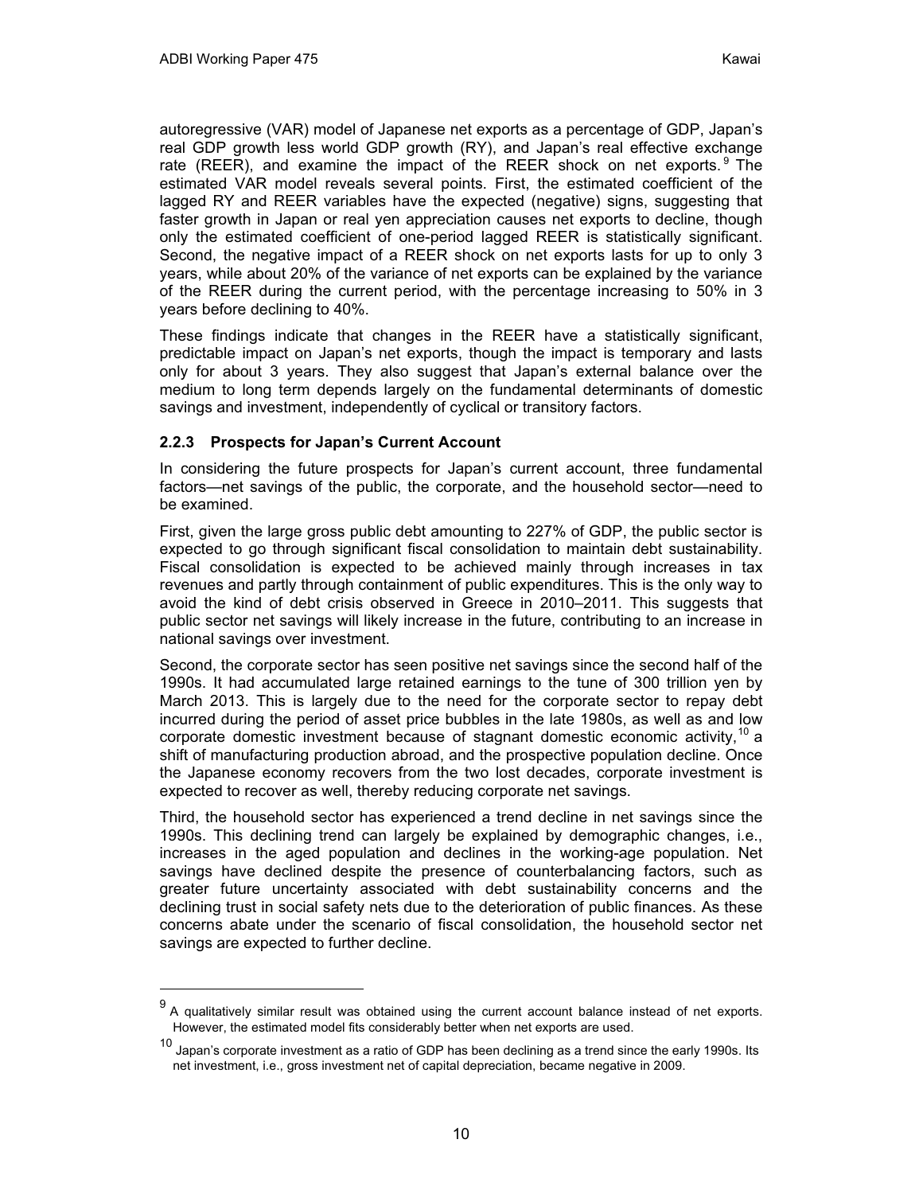autoregressive (VAR) model of Japanese net exports as a percentage of GDP, Japan's real GDP growth less world GDP growth (RY), and Japan's real effective exchange rate (REER), and examine the impact of the REER shock on net exports.[9] The estimated VAR model reveals several points. First, the estimated coefficient of the lagged RY and REER variables have the expected (negative) signs, suggesting that faster growth in Japan or real yen appreciation causes net exports to decline, though only the estimated coefficient of one-period lagged REER is statistically significant. Second, the negative impact of a REER shock on net exports lasts for up to only 3 years, while about 20% of the variance of net exports can be explained by the variance of the REER during the current period, with the percentage increasing to 50% in 3 years before declining to 40%.

These findings indicate that changes in the REER have a statistically significant, predictable impact on Japan's net exports, though the impact is temporary and lasts only for about 3 years. They also suggest that Japan's external balance over the medium to long term depends largely on the fundamental determinants of domestic savings and investment, independently of cyclical or transitory factors.

### 2.2.3 Prospects for Japan's Current Account

In considering the future prospects for Japan's current account, three fundamental factors—net savings of the public, the corporate, and the household sector—need to be examined.

First, given the large gross public debt amounting to 227% of GDP, the public sector is expected to go through significant fiscal consolidation to maintain debt sustainability. Fiscal consolidation is expected to be achieved mainly through increases in tax revenues and partly through containment of public expenditures. This is the only way to avoid the kind of debt crisis observed in Greece in 2010–2011. This suggests that public sector net savings will likely increase in the future, contributing to an increase in national savings over investment.

Second, the corporate sector has seen positive net savings since the second half of the 1990s. It had accumulated large retained earnings to the tune of 300 trillion yen by March 2013. This is largely due to the need for the corporate sector to repay debt incurred during the period of asset price bubbles in the late 1980s, as well as and low corporate domestic investment because of stagnant domestic economic activity,[10] a shift of manufacturing production abroad, and the prospective population decline. Once the Japanese economy recovers from the two lost decades, corporate investment is expected to recover as well, thereby reducing corporate net savings.

Third, the household sector has experienced a trend decline in net savings since the 1990s. This declining trend can largely be explained by demographic changes, i.e., increases in the aged population and declines in the working-age population. Net savings have declined despite the presence of counterbalancing factors, such as greater future uncertainty associated with debt sustainability concerns and the declining trust in social safety nets due to the deterioration of public finances. As these concerns abate under the scenario of fiscal consolidation, the household sector net savings are expected to further decline.

---

[9] A qualitatively similar result was obtained using the current account balance instead of net exports. However, the estimated model fits considerably better when net exports are used.

[10] Japan's corporate investment as a ratio of GDP has been declining as a trend since the early 1990s. Its net investment, i.e., gross investment net of capital depreciation, became negative in 2009.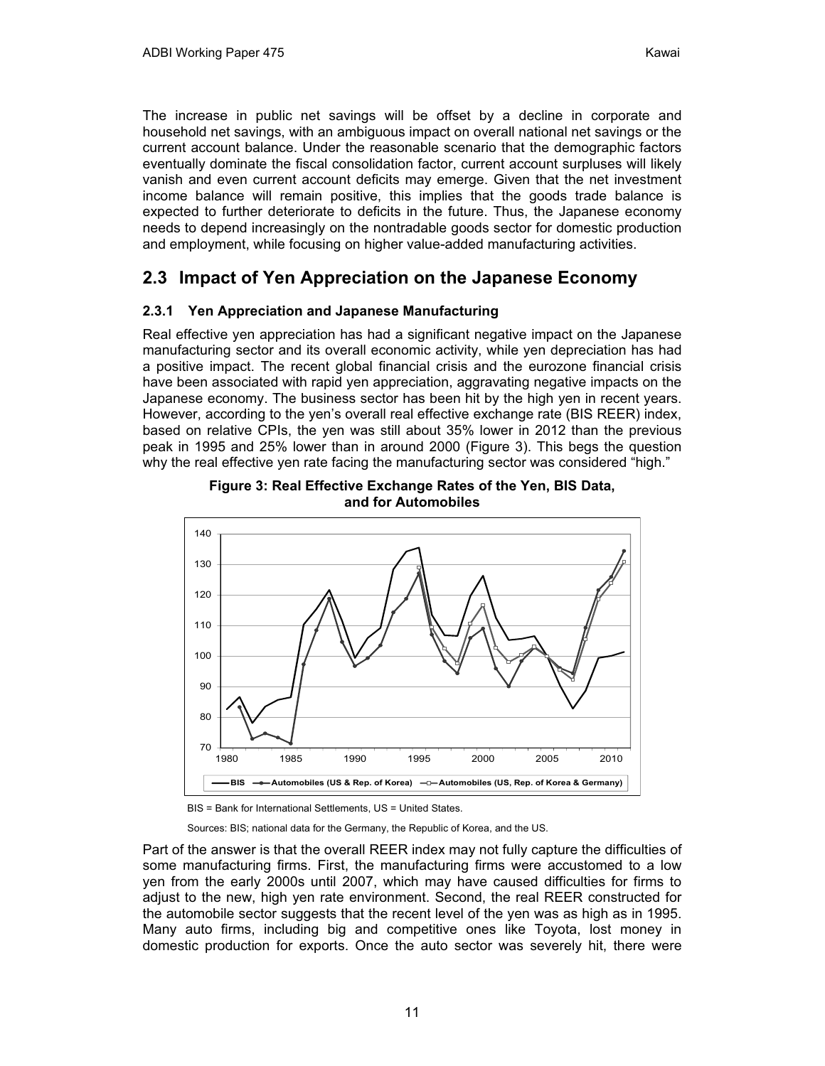The increase in public net savings will be offset by a decline in corporate and household net savings, with an ambiguous impact on overall national net savings or the current account balance. Under the reasonable scenario that the demographic factors eventually dominate the fiscal consolidation factor, current account surpluses will likely vanish and even current account deficits may emerge. Given that the net investment income balance will remain positive, this implies that the goods trade balance is expected to further deteriorate to deficits in the future. Thus, the Japanese economy needs to depend increasingly on the nontradable goods sector for domestic production and employment, while focusing on higher value-added manufacturing activities.

## 2.3 Impact of Yen Appreciation on the Japanese Economy

### 2.3.1 Yen Appreciation and Japanese Manufacturing

Real effective yen appreciation has had a significant negative impact on the Japanese manufacturing sector and its overall economic activity, while yen depreciation has had a positive impact. The recent global financial crisis and the eurozone financial crisis have been associated with rapid yen appreciation, aggravating negative impacts on the Japanese economy. The business sector has been hit by the high yen in recent years. However, according to the yen's overall real effective exchange rate (BIS REER) index, based on relative CPIs, the yen was still about 35% lower in 2012 than the previous peak in 1995 and 25% lower than in around 2000 (Figure 3). This begs the question why the real effective yen rate facing the manufacturing sector was considered "high."

**Figure 3: Real Effective Exchange Rates of the Yen, BIS Data, and for Automobiles**

BIS = Bank for International Settlements, US = United States.

Sources: BIS; national data for the Germany, the Republic of Korea, and the US.

Part of the answer is that the overall REER index may not fully capture the difficulties of some manufacturing firms. First, the manufacturing firms were accustomed to a low yen from the early 2000s until 2007, which may have caused difficulties for firms to adjust to the new, high yen rate environment. Second, the real REER constructed for the automobile sector suggests that the recent level of the yen was as high as in 1995. Many auto firms, including big and competitive ones like Toyota, lost money in domestic production for exports. Once the auto sector was severely hit, there were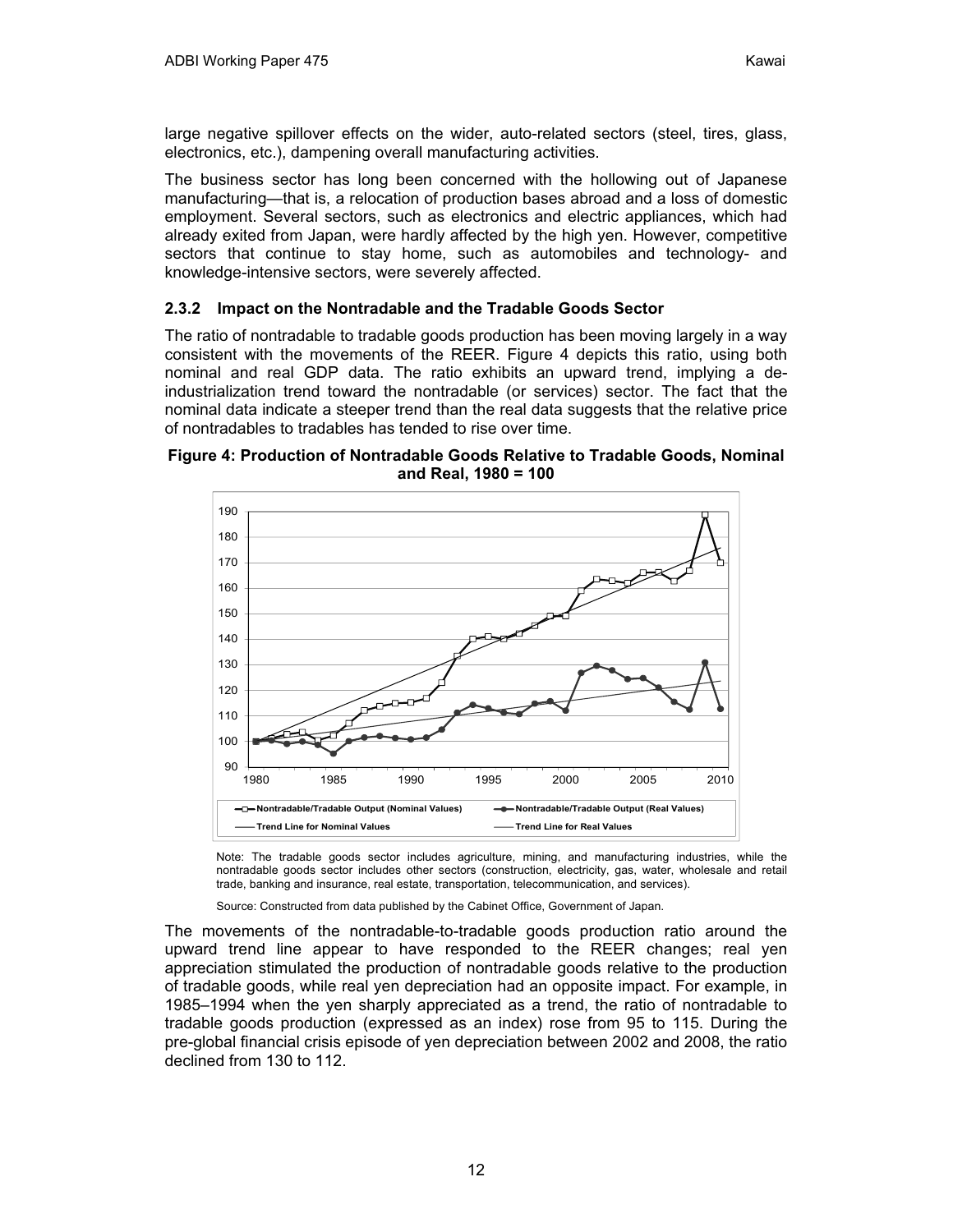large negative spillover effects on the wider, auto-related sectors (steel, tires, glass, electronics, etc.), dampening overall manufacturing activities.

The business sector has long been concerned with the hollowing out of Japanese manufacturing—that is, a relocation of production bases abroad and a loss of domestic employment. Several sectors, such as electronics and electric appliances, which had already exited from Japan, were hardly affected by the high yen. However, competitive sectors that continue to stay home, such as automobiles and technology- and knowledge-intensive sectors, were severely affected.

### 2.3.2 Impact on the Nontradable and the Tradable Goods Sector

The ratio of nontradable to tradable goods production has been moving largely in a way consistent with the movements of the REER. Figure 4 depicts this ratio, using both nominal and real GDP data. The ratio exhibits an upward trend, implying a de-industrialization trend toward the nontradable (or services) sector. The fact that the nominal data indicate a steeper trend than the real data suggests that the relative price of nontradables to tradables has tended to rise over time.

**Figure 4: Production of Nontradable Goods Relative to Tradable Goods, Nominal and Real, 1980 = 100**

Note: The tradable goods sector includes agriculture, mining, and manufacturing industries, while the nontradable goods sector includes other sectors (construction, electricity, gas, water, wholesale and retail trade, banking and insurance, real estate, transportation, telecommunication, and services).

Source: Constructed from data published by the Cabinet Office, Government of Japan.

The movements of the nontradable-to-tradable goods production ratio around the upward trend line appear to have responded to the REER changes; real yen appreciation stimulated the production of nontradable goods relative to the production of tradable goods, while real yen depreciation had an opposite impact. For example, in 1985–1994 when the yen sharply appreciated as a trend, the ratio of nontradable to tradable goods production (expressed as an index) rose from 95 to 115. During the pre-global financial crisis episode of yen depreciation between 2002 and 2008, the ratio declined from 130 to 112.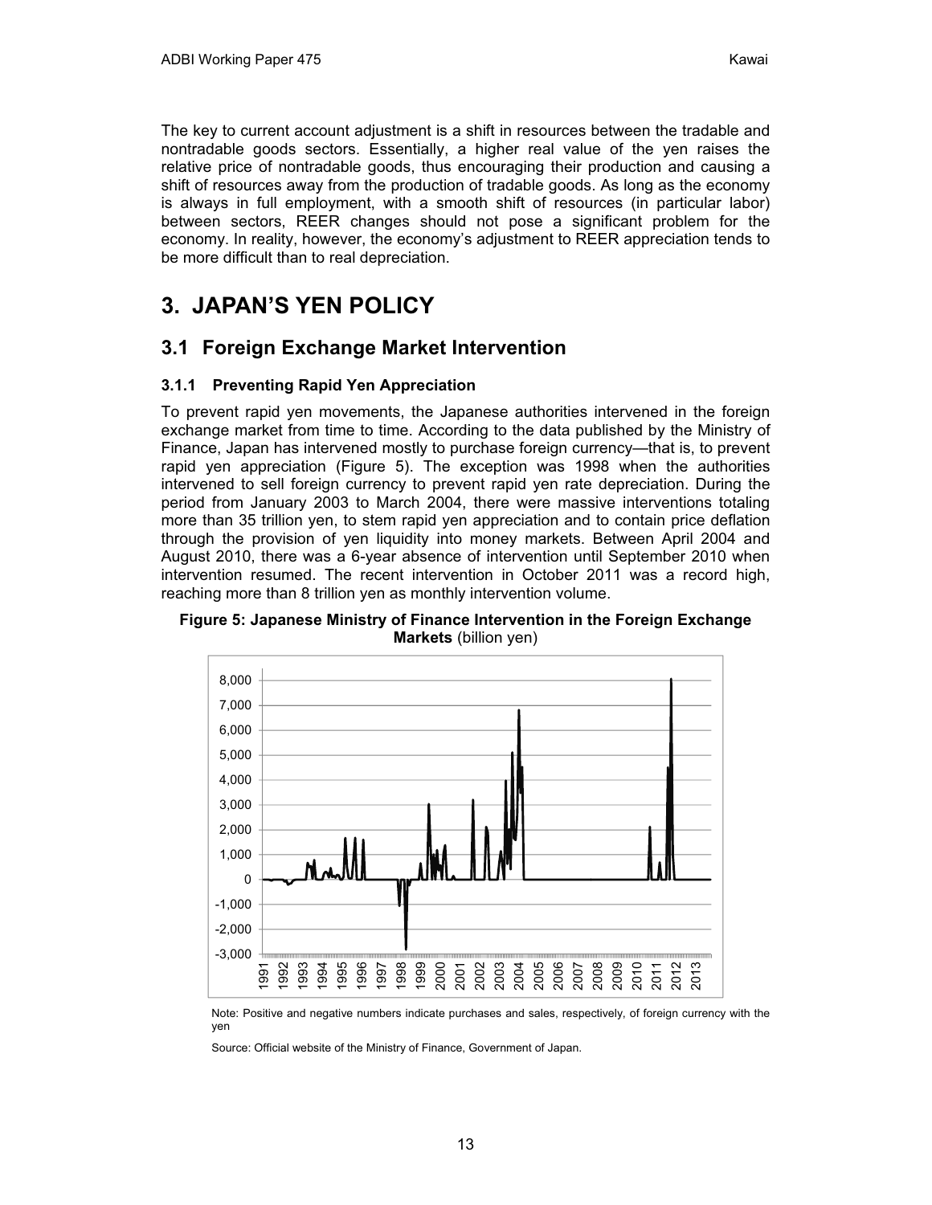The key to current account adjustment is a shift in resources between the tradable and nontradable goods sectors. Essentially, a higher real value of the yen raises the relative price of nontradable goods, thus encouraging their production and causing a shift of resources away from the production of tradable goods. As long as the economy is always in full employment, with a smooth shift of resources (in particular labor) between sectors, REER changes should not pose a significant problem for the economy. In reality, however, the economy's adjustment to REER appreciation tends to be more difficult than to real depreciation.

# 3. JAPAN'S YEN POLICY

## 3.1 Foreign Exchange Market Intervention

### 3.1.1 Preventing Rapid Yen Appreciation

To prevent rapid yen movements, the Japanese authorities intervened in the foreign exchange market from time to time. According to the data published by the Ministry of Finance, Japan has intervened mostly to purchase foreign currency—that is, to prevent rapid yen appreciation (Figure 5). The exception was 1998 when the authorities intervened to sell foreign currency to prevent rapid yen rate depreciation. During the period from January 2003 to March 2004, there were massive interventions totaling more than 35 trillion yen, to stem rapid yen appreciation and to contain price deflation through the provision of yen liquidity into money markets. Between April 2004 and August 2010, there was a 6-year absence of intervention until September 2010 when intervention resumed. The recent intervention in October 2011 was a record high, reaching more than 8 trillion yen as monthly intervention volume.

**Figure 5: Japanese Ministry of Finance Intervention in the Foreign Exchange Markets** (billion yen)

Note: Positive and negative numbers indicate purchases and sales, respectively, of foreign currency with the yen

Source: Official website of the Ministry of Finance, Government of Japan.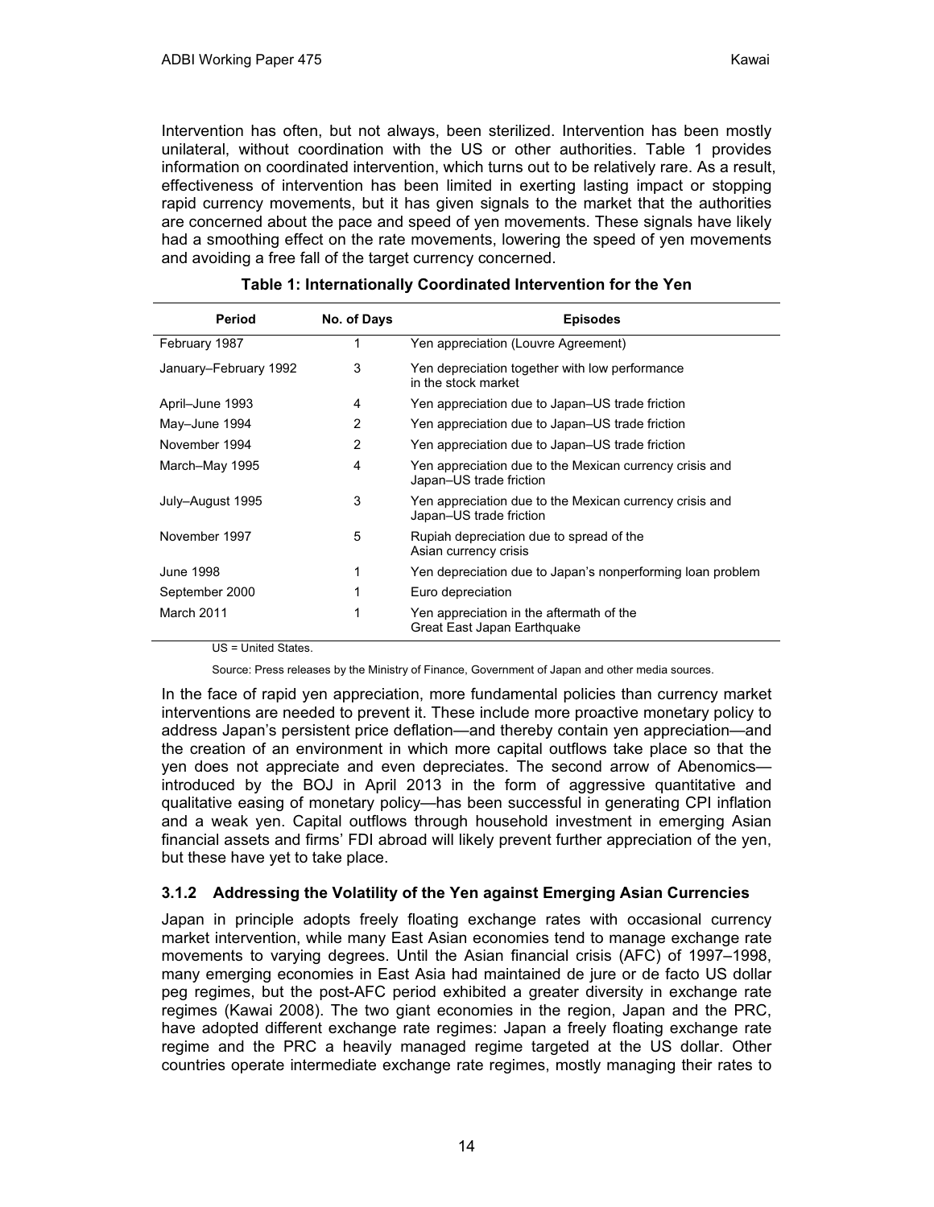Intervention has often, but not always, been sterilized. Intervention has been mostly unilateral, without coordination with the US or other authorities. Table 1 provides information on coordinated intervention, which turns out to be relatively rare. As a result, effectiveness of intervention has been limited in exerting lasting impact or stopping rapid currency movements, but it has given signals to the market that the authorities are concerned about the pace and speed of yen movements. These signals have likely had a smoothing effect on the rate movements, lowering the speed of yen movements and avoiding a free fall of the target currency concerned.

**Table 1: Internationally Coordinated Intervention for the Yen**

| Period | No. of Days | Episodes |
|---|---|---|
| February 1987 | 1 | Yen appreciation (Louvre Agreement) |
| January–February 1992 | 3 | Yen appreciation together with low performance in the stock market |
| April–June 1993 | 4 | Yen appreciation due to Japan–US trade friction |
| May–June 1994 | 2 | Yen appreciation due to Japan–US trade friction |
| November 1994 | 2 | Yen appreciation due to Japan–US trade friction |
| March–May 1995 | 4 | Yen appreciation due to the Mexican currency crisis and Japan–US trade friction |
| July–August 1995 | 3 | Yen appreciation due to the Mexican currency crisis and Japan–US trade friction |
| November 1997 | 5 | Rupiah depreciation due to spread of the Asian currency crisis |
| June 1998 | 1 | Yen depreciation due to Japan's nonperforming loan problem |
| September 2000 | 1 | Euro depreciation |
| March 2011 | 1 | Yen appreciation in the aftermath of the Great East Japan Earthquake |

US = United States.

Source: Press releases by the Ministry of Finance, Government of Japan and other media sources.

In the face of rapid yen appreciation, more fundamental policies than currency market interventions are needed to prevent it. These include more proactive monetary policy to address Japan's persistent price deflation—and thereby contain yen appreciation—and the creation of an environment in which more capital outflows take place so that the yen does not appreciate and even depreciates. The second arrow of Abenomics—introduced by the BOJ in April 2013 in the form of aggressive quantitative and qualitative easing of monetary policy—has been successful in generating CPI inflation and a weak yen. Capital outflows through household investment in emerging Asian financial assets and firms' FDI abroad will likely prevent further appreciation of the yen, but these have yet to take place.

### 3.1.2 Addressing the Volatility of the Yen against Emerging Asian Currencies

Japan in principle adopts freely floating exchange rates with occasional currency market intervention, while many East Asian economies tend to manage exchange rate movements to varying degrees. Until the Asian financial crisis (AFC) of 1997–1998, many emerging economies in East Asia had maintained de jure or de facto US dollar peg regimes, but the post-AFC period exhibited a greater diversity in exchange rate regimes (Kawai 2008). The two giant economies in the region, Japan and the PRC, have adopted different exchange rate regimes: Japan a freely floating exchange rate regime and the PRC a heavily managed regime targeted at the US dollar. Other countries operate intermediate exchange rate regimes, mostly managing their rates to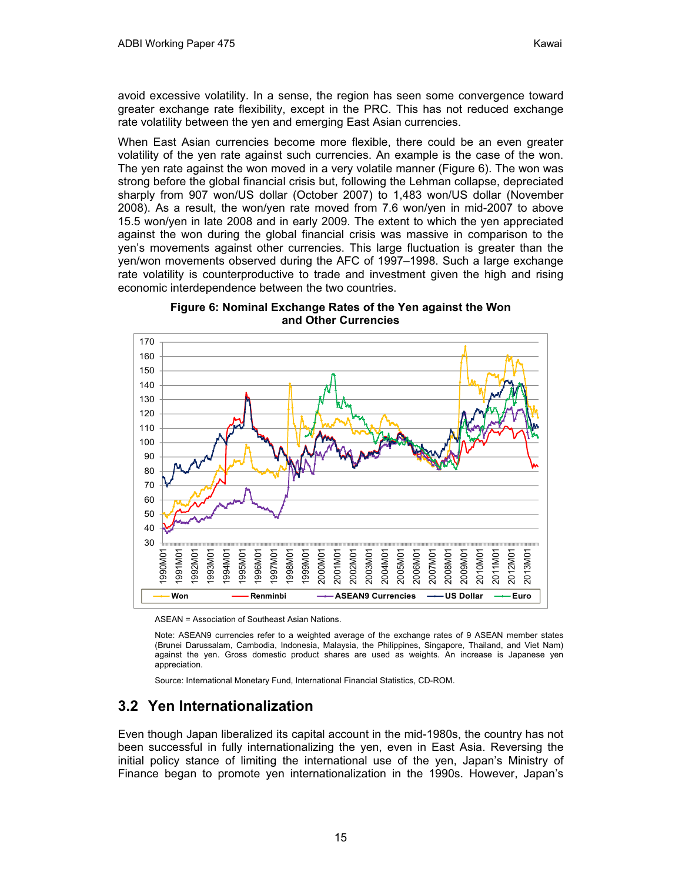avoid excessive volatility. In a sense, the region has seen some convergence toward greater exchange rate flexibility, except in the PRC. This has not reduced exchange rate volatility between the yen and emerging East Asian currencies.

When East Asian currencies become more flexible, there could be an even greater volatility of the yen rate against such currencies. An example is the case of the won. The yen rate against the won moved in a very volatile manner (Figure 6). The won was strong before the global financial crisis but, following the Lehman collapse, depreciated sharply from 907 won/US dollar (October 2007) to 1,483 won/US dollar (November 2008). As a result, the won/yen rate moved from 7.6 won/yen in mid-2007 to above 15.5 won/yen in late 2008 and in early 2009. The extent to which the yen appreciated against the won during the global financial crisis was massive in comparison to the yen's movements against other currencies. This large fluctuation is greater than the yen/won movements observed during the AFC of 1997–1998. Such a large exchange rate volatility is counterproductive to trade and investment given the high and rising economic interdependence between the two countries.

**Figure 6: Nominal Exchange Rates of the Yen against the Won and Other Currencies**

ASEAN = Association of Southeast Asian Nations.

Note: ASEAN9 currencies refer to a weighted average of the exchange rates of 9 ASEAN member states (Brunei Darussalam, Cambodia, Indonesia, Malaysia, the Philippines, Singapore, Thailand, and Viet Nam) against the yen. Gross domestic product shares are used as weights. An increase is Japanese yen appreciation.

Source: International Monetary Fund, International Financial Statistics, CD-ROM.

## 3.2 Yen Internationalization

Even though Japan liberalized its capital account in the mid-1980s, the country has not been successful in fully internationalizing the yen, even in East Asia. Reversing the initial policy stance of limiting the international use of the yen, Japan's Ministry of Finance began to promote yen internationalization in the 1990s. However, Japan's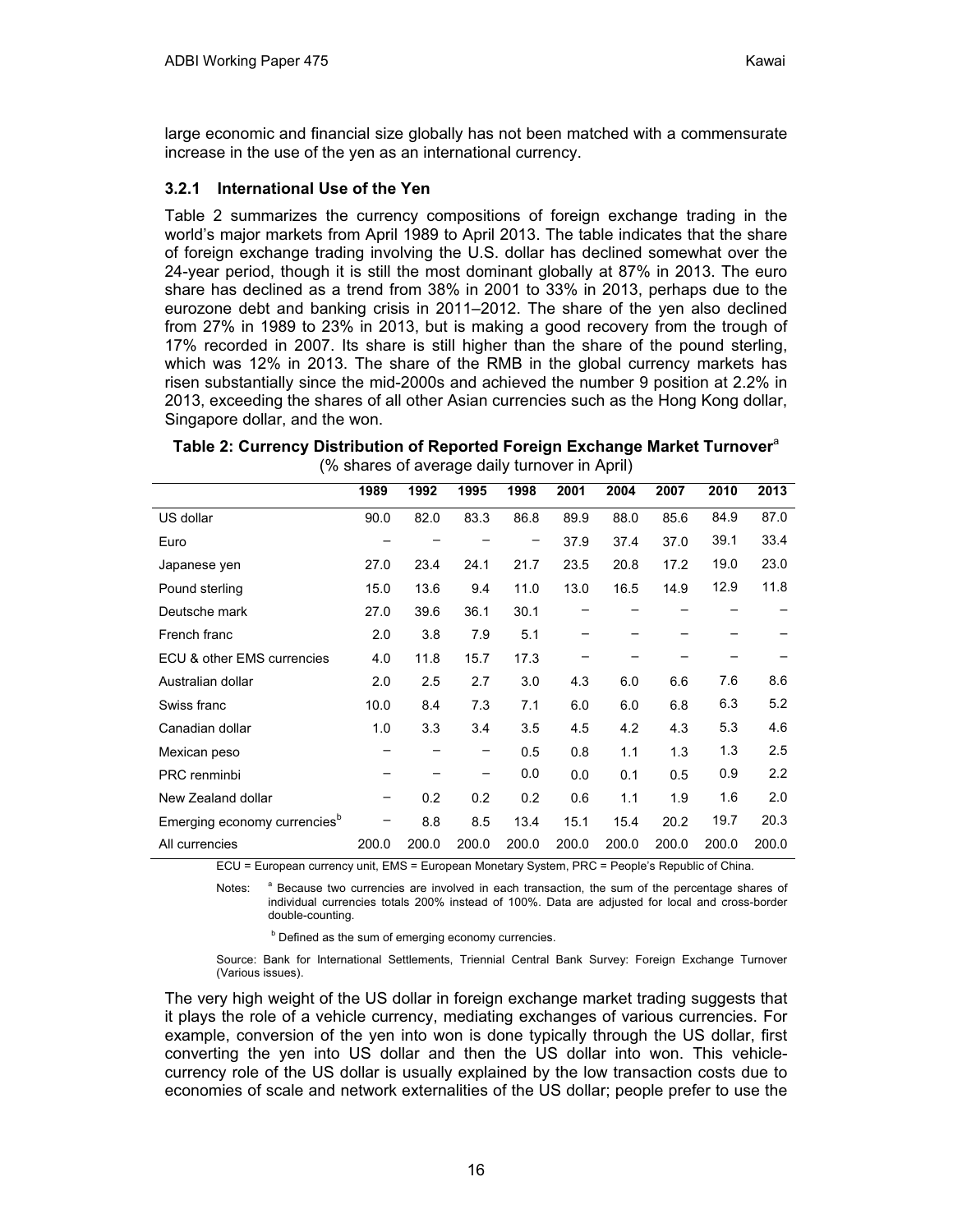large economic and financial size globally has not been matched with a commensurate increase in the use of the yen as an international currency.

### 3.2.1 International Use of the Yen

Table 2 summarizes the currency compositions of foreign exchange trading in the world's major markets from April 1989 to April 2013. The table indicates that the share of foreign exchange trading involving the U.S. dollar has declined somewhat over the 24-year period, though it is still the most dominant globally at 87% in 2013. The euro share has declined as a trend from 38% in 2001 to 33% in 2013, perhaps due to the eurozone debt and banking crisis in 2011–2012. The share of the yen also declined from 27% in 1989 to 23% in 2013, but is making a good recovery from the trough of 17% recorded in 2007. Its share is still higher than the share of the pound sterling, which was 12% in 2013. The share of the RMB in the global currency markets has risen substantially since the mid-2000s and achieved the number 9 position at 2.2% in 2013, exceeding the shares of all other Asian currencies such as the Hong Kong dollar, Singapore dollar, and the won.

**Table 2: Currency Distribution of Reported Foreign Exchange Market Turnover[a]**
(% shares of average daily turnover in April)

| | 1989 | 1992 | 1995 | 1998 | 2001 | 2004 | 2007 | 2010 | 2013 |
|---|---|---|---|---|---|---|---|---|---|
| US dollar | 90.0 | 82.0 | 83.3 | 86.8 | 89.9 | 88.0 | 85.6 | 84.9 | 87.0 |
| Euro | – | – | – | – | 37.9 | 37.4 | 37.0 | 39.1 | 33.4 |
| Japanese yen | 27.0 | 23.4 | 24.1 | 21.7 | 23.5 | 20.8 | 17.2 | 19.0 | 23.0 |
| Pound sterling | 15.0 | 13.6 | 9.4 | 11.0 | 13.0 | 16.5 | 14.9 | 12.9 | 11.8 |
| Deutsche mark | 27.0 | 39.6 | 36.1 | 30.1 | – | – | – | – | – |
| French franc | 2.0 | 3.8 | 7.9 | 5.1 | – | – | – | – | – |
| ECU & other EMS currencies | 4.0 | 11.8 | 15.7 | 17.3 | – | – | – | – | – |
| Australian dollar | 2.0 | 2.5 | 2.7 | 3.0 | 4.3 | 6.0 | 6.6 | 7.6 | 8.6 |
| Swiss franc | 10.0 | 8.4 | 7.3 | 7.1 | 6.0 | 6.0 | 6.8 | 6.3 | 5.2 |
| Canadian dollar | 1.0 | 3.3 | 3.4 | 3.5 | 4.5 | 4.2 | 4.3 | 5.3 | 4.6 |
| Mexican peso | – | – | – | 0.5 | 0.8 | 1.1 | 1.3 | 1.3 | 2.5 |
| PRC renminbi | – | – | – | 0.0 | 0.0 | 0.1 | 0.5 | 0.9 | 2.2 |
| New Zealand dollar | – | 0.2 | 0.2 | 0.2 | 0.6 | 1.1 | 1.9 | 1.6 | 2.0 |
| Emerging economy currencies[b] | – | 8.8 | 8.5 | 13.4 | 15.1 | 15.4 | 20.2 | 19.7 | 20.3 |
| All currencies | 200.0 | 200.0 | 200.0 | 200.0 | 200.0 | 200.0 | 200.0 | 200.0 | 200.0 |

ECU = European currency unit, EMS = European Monetary System, PRC = People's Republic of China.

Notes: [a] Because two currencies are involved in each transaction, the sum of the percentage shares of individual currencies totals 200% instead of 100%. Data are adjusted for local and cross-border double-counting.

[b] Defined as the sum of emerging economy currencies.

Source: Bank for International Settlements, Triennial Central Bank Survey: Foreign Exchange Turnover (Various issues).

The very high weight of the US dollar in foreign exchange market trading suggests that it plays the role of a vehicle currency, mediating exchanges of various currencies. For example, conversion of the yen into won is done typically through the US dollar, first converting the yen into US dollar and then the US dollar into won. This vehicle-currency role of the US dollar is usually explained by the low transaction costs due to economies of scale and network externalities of the US dollar; people prefer to use the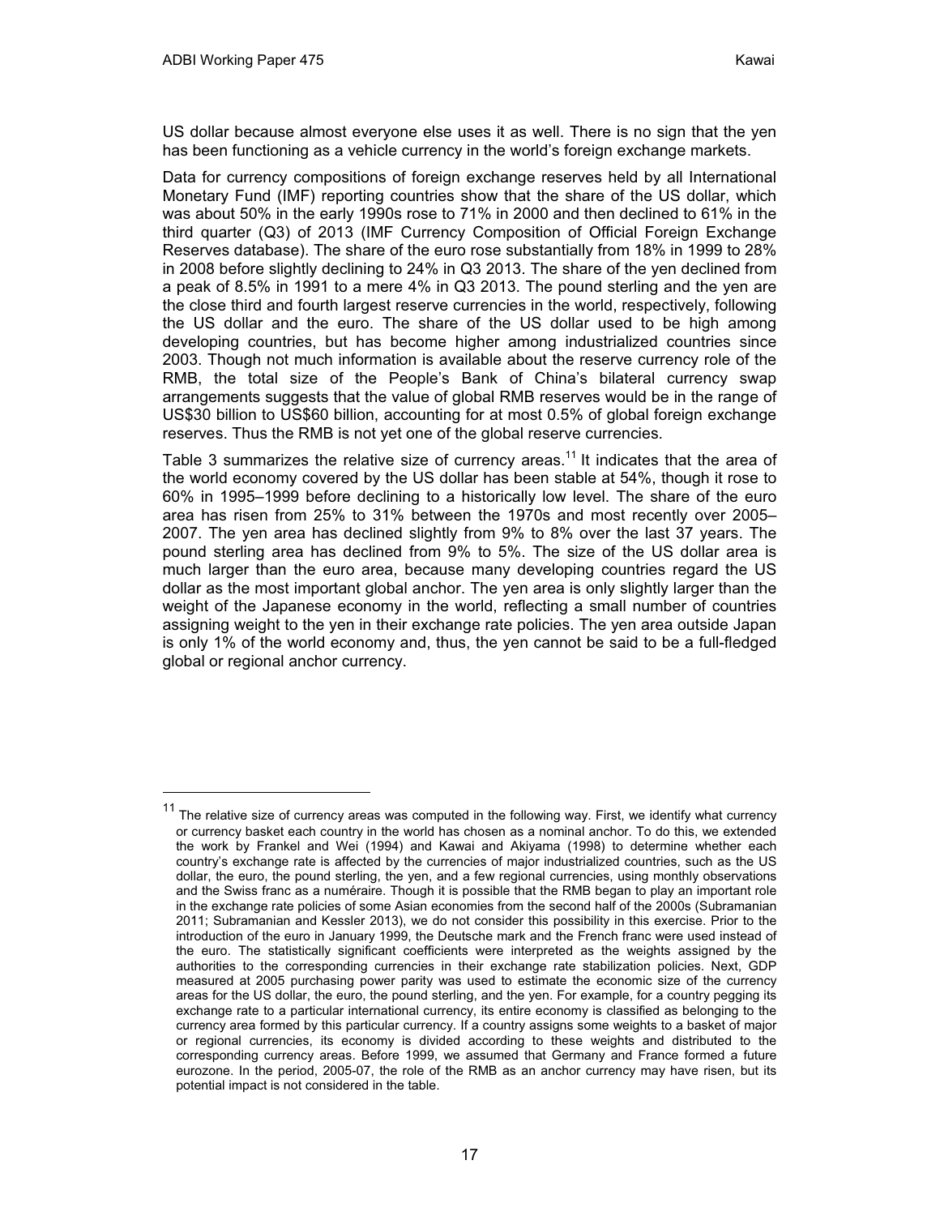US dollar because almost everyone else uses it as well. There is no sign that the yen has been functioning as a vehicle currency in the world's foreign exchange markets.

Data for currency compositions of foreign exchange reserves held by all International Monetary Fund (IMF) reporting countries show that the share of the US dollar, which was about 50% in the early 1990s rose to 71% in 2000 and then declined to 61% in the third quarter (Q3) of 2013 (IMF Currency Composition of Official Foreign Exchange Reserves database). The share of the euro rose substantially from 18% in 1999 to 28% in 2008 before slightly declining to 24% in Q3 2013. The share of the yen declined from a peak of 8.5% in 1991 to a mere 4% in Q3 2013. The pound sterling and the yen are the close third and fourth largest reserve currencies in the world, respectively, following the US dollar and the euro. The share of the US dollar used to be high among developing countries, but has become higher among industrialized countries since 2003. Though not much information is available about the reserve currency role of the RMB, the total size of the People's Bank of China's bilateral currency swap arrangements suggests that the value of global RMB reserves would be in the range of US$30 billion to US$60 billion, accounting for at most 0.5% of global foreign exchange reserves. Thus the RMB is not yet one of the global reserve currencies.

Table 3 summarizes the relative size of currency areas.[11] It indicates that the area of the world economy covered by the US dollar has been stable at 54%, though it rose to 60% in 1995–1999 before declining to a historically low level. The share of the euro area has risen from 25% to 31% between the 1970s and most recently over 2005–2007. The yen area has declined slightly from 9% to 8% over the last 37 years. The pound sterling area has declined from 9% to 5%. The size of the US dollar area is much larger than the euro area, because many developing countries regard the US dollar as the most important global anchor. The yen area is only slightly larger than the weight of the Japanese economy in the world, reflecting a small number of countries assigning weight to the yen in their exchange rate policies. The yen area outside Japan is only 1% of the world economy and, thus, the yen cannot be said to be a full-fledged global or regional anchor currency.

[11] The relative size of currency areas was computed in the following way. First, we identify what currency or currency basket each country in the world has chosen as a nominal anchor. To do this, we extended the work by Frankel and Wei (1994) and Kawai and Akiyama (1998) to determine whether each country's exchange rate is affected by the currencies of major industrialized countries, such as the US dollar, the euro, the pound sterling, the yen, and a few regional currencies, using monthly observations and the Swiss franc as a numéraire. Though it is possible that the RMB began to play an important role in the exchange rate policies of some Asian economies from the second half of the 2000s (Subramanian 2011; Subramanian and Kessler 2013), we do not consider this possibility in this exercise. Prior to the introduction of the euro in January 1999, the Deutsche mark and the French franc were used instead of the euro. The statistically significant coefficients were interpreted as the weights assigned by the authorities to the corresponding currencies in their exchange rate stabilization policies. Next, GDP measured at 2005 purchasing power parity was used to estimate the economic size of the currency areas for the US dollar, the euro, the pound sterling, and the yen. For example, for a country pegging its exchange rate to a particular international currency, its entire economy is classified as belonging to the currency area formed by this particular currency. If a country assigns some weights to a basket of major or regional currencies, its economy is divided according to these weights and distributed to the corresponding currency areas. Before 1999, we assumed that Germany and France formed a future eurozone. In the period, 2005-07, the role of the RMB as an anchor currency may have risen, but its potential impact is not considered in the table.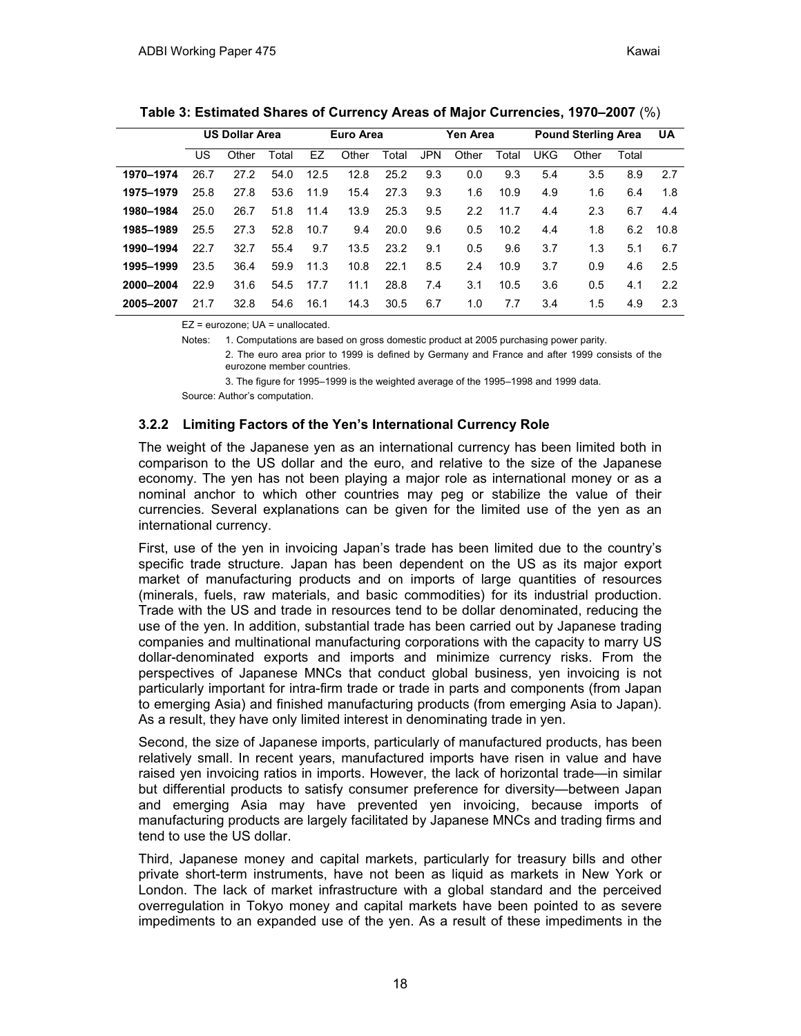**Table 3: Estimated Shares of Currency Areas of Major Currencies, 1970–2007** (%)

| | US Dollar Area | | | Euro Area | | | Yen Area | | | Pound Sterling Area | | | UA |
|---|---|---|---|---|---|---|---|---|---|---|---|---|---|
| | US | Other | Total | EZ | Other | Total | JPN | Other | Total | UKG | Other | Total | |
| **1970–1974** | 26.7 | 27.2 | 54.0 | 12.5 | 12.8 | 25.2 | 9.3 | 0.0 | 9.3 | 5.4 | 3.5 | 8.9 | 2.7 |
| **1975–1979** | 25.8 | 27.8 | 53.6 | 11.9 | 15.4 | 27.3 | 9.3 | 1.6 | 10.9 | 4.9 | 1.6 | 6.4 | 1.8 |
| **1980–1984** | 25.0 | 26.7 | 51.8 | 11.4 | 13.9 | 25.3 | 9.5 | 2.2 | 11.7 | 4.4 | 2.3 | 6.7 | 4.4 |
| **1985–1989** | 25.5 | 27.3 | 52.8 | 10.7 | 9.4 | 20.0 | 9.6 | 0.5 | 10.2 | 4.4 | 1.8 | 6.2 | 10.8 |
| **1990–1994** | 22.7 | 32.7 | 55.4 | 9.7 | 13.5 | 23.2 | 9.1 | 0.5 | 9.6 | 3.7 | 1.3 | 5.1 | 6.7 |
| **1995–1999** | 23.5 | 36.4 | 59.9 | 11.3 | 10.8 | 22.1 | 8.5 | 2.4 | 10.9 | 3.7 | 0.9 | 4.6 | 2.5 |
| **2000–2004** | 22.9 | 31.6 | 54.5 | 17.7 | 11.1 | 28.8 | 7.4 | 3.1 | 10.5 | 3.6 | 0.5 | 4.1 | 2.2 |
| **2005–2007** | 21.7 | 32.8 | 54.6 | 16.1 | 14.3 | 30.5 | 6.7 | 1.0 | 7.7 | 3.4 | 1.5 | 4.9 | 2.3 |

EZ = eurozone; UA = unallocated.

Notes: 1. Computations are based on gross domestic product at 2005 purchasing power parity.

2. The euro area prior to 1999 is defined by Germany and France and after 1999 consists of the eurozone member countries.

3. The figure for 1995–1999 is the weighted average of the 1995–1998 and 1999 data.

Source: Author's computation.

### 3.2.2 Limiting Factors of the Yen's International Currency Role

The weight of the Japanese yen as an international currency has been limited both in comparison to the US dollar and the euro, and relative to the size of the Japanese economy. The yen has not been playing a major role as international money or as a nominal anchor to which other countries may peg or stabilize the value of their currencies. Several explanations can be given for the limited use of the yen as an international currency.

First, use of the yen in invoicing Japan's trade has been limited due to the country's specific trade structure. Japan has been dependent on the US as its major export market of manufacturing products and on imports of large quantities of resources (minerals, fuels, raw materials, and basic commodities) for its industrial production. Trade with the US and trade in resources tend to be dollar denominated, reducing the use of the yen. In addition, substantial trade has been carried out by Japanese trading companies and multinational manufacturing corporations with the capacity to marry US dollar-denominated exports and imports and minimize currency risks. From the perspectives of Japanese MNCs that conduct global business, yen invoicing is not particularly important for intra-firm trade or trade in parts and components (from Japan to emerging Asia) and finished manufacturing products (from emerging Asia to Japan). As a result, they have only limited interest in denominating trade in yen.

Second, the size of Japanese imports, particularly of manufactured products, has been relatively small. In recent years, manufactured imports have risen in value and have raised yen invoicing ratios in imports. However, the lack of horizontal trade—in similar but differential products to satisfy consumer preference for diversity—between Japan and emerging Asia may have prevented yen invoicing, because imports of manufacturing products are largely facilitated by Japanese MNCs and trading firms and tend to use the US dollar.

Third, Japanese money and capital markets, particularly for treasury bills and other private short-term instruments, have not been as liquid as markets in New York or London. The lack of market infrastructure with a global standard and the perceived overregulation in Tokyo money and capital markets have been pointed to as severe impediments to an expanded use of the yen. As a result of these impediments in the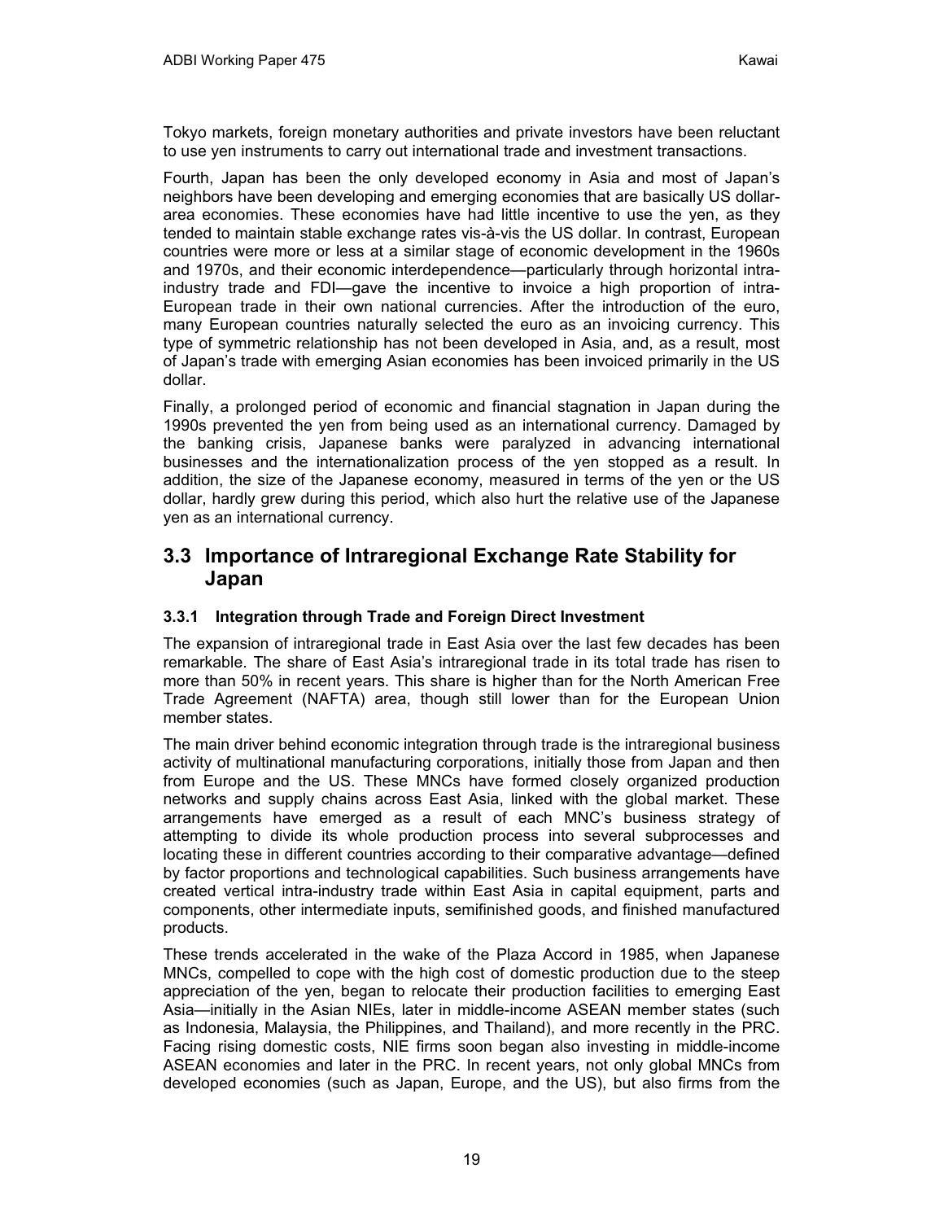Tokyo markets, foreign monetary authorities and private investors have been reluctant to use yen instruments to carry out international trade and investment transactions.

Fourth, Japan has been the only developed economy in Asia and most of Japan's neighbors have been developing and emerging economies that are basically US dollar-area economies. These economies have had little incentive to use the yen, as they tended to maintain stable exchange rates vis-à-vis the US dollar. In contrast, European countries were more or less at a similar stage of economic development in the 1960s and 1970s, and their economic interdependence—particularly through horizontal intra-industry trade and FDI—gave the incentive to invoice a high proportion of intra-European trade in their own national currencies. After the introduction of the euro, many European countries naturally selected the euro as an invoicing currency. This type of symmetric relationship has not been developed in Asia, and, as a result, most of Japan's trade with emerging Asian economies has been invoiced primarily in the US dollar.

Finally, a prolonged period of economic and financial stagnation in Japan during the 1990s prevented the yen from being used as an international currency. Damaged by the banking crisis, Japanese banks were paralyzed in advancing international businesses and the internationalization process of the yen stopped as a result. In addition, the size of the Japanese economy, measured in terms of the yen or the US dollar, hardly grew during this period, which also hurt the relative use of the Japanese yen as an international currency.

## 3.3 Importance of Intraregional Exchange Rate Stability for Japan

### 3.3.1 Integration through Trade and Foreign Direct Investment

The expansion of intraregional trade in East Asia over the last few decades has been remarkable. The share of East Asia's intraregional trade in its total trade has risen to more than 50% in recent years. This share is higher than for the North American Free Trade Agreement (NAFTA) area, though still lower than for the European Union member states.

The main driver behind economic integration through trade is the intraregional business activity of multinational manufacturing corporations, initially those from Japan and then from Europe and the US. These MNCs have formed closely organized production networks and supply chains across East Asia, linked with the global market. These arrangements have emerged as a result of each MNC's business strategy of attempting to divide its whole production process into several subprocesses and locating these in different countries according to their comparative advantage—defined by factor proportions and technological capabilities. Such business arrangements have created vertical intra-industry trade within East Asia in capital equipment, parts and components, other intermediate inputs, semifinished goods, and finished manufactured products.

These trends accelerated in the wake of the Plaza Accord in 1985, when Japanese MNCs, compelled to cope with the high cost of domestic production due to the steep appreciation of the yen, began to relocate their production facilities to emerging East Asia—initially in the Asian NIEs, later in middle-income ASEAN member states (such as Indonesia, Malaysia, the Philippines, and Thailand), and more recently in the PRC. Facing rising domestic costs, NIE firms soon began also investing in middle-income ASEAN economies and later in the PRC. In recent years, not only global MNCs from developed economies (such as Japan, Europe, and the US), but also firms from the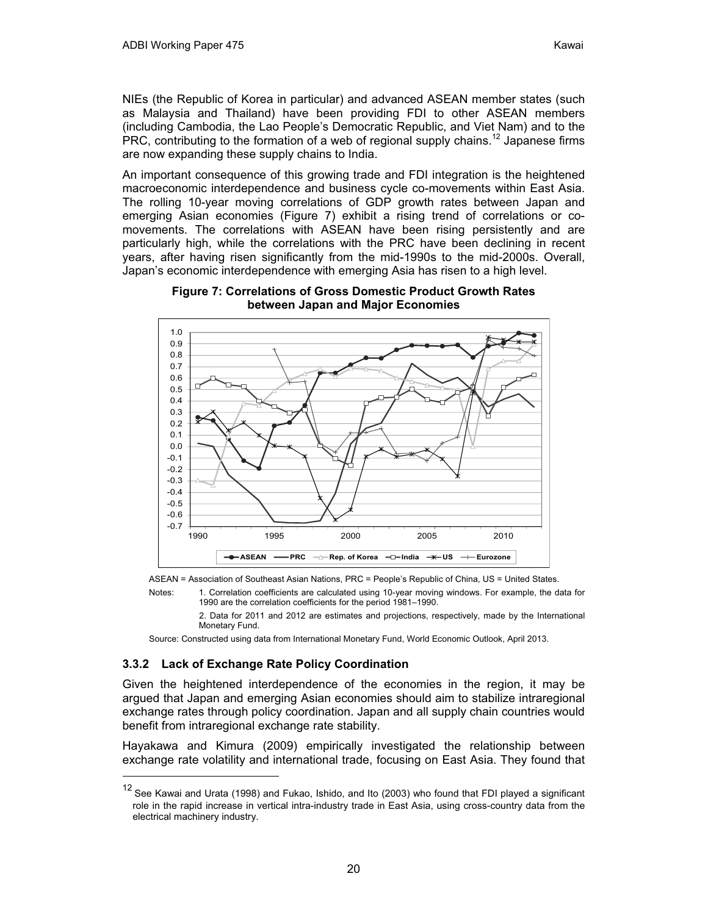NIEs (the Republic of Korea in particular) and advanced ASEAN member states (such as Malaysia and Thailand) have been providing FDI to other ASEAN members (including Cambodia, the Lao People's Democratic Republic, and Viet Nam) and to the PRC, contributing to the formation of a web of regional supply chains.[12] Japanese firms are now expanding these supply chains to India.

An important consequence of this growing trade and FDI integration is the heightened macroeconomic interdependence and business cycle co-movements within East Asia. The rolling 10-year moving correlations of GDP growth rates between Japan and emerging Asian economies (Figure 7) exhibit a rising trend of correlations or co-movements. The correlations with ASEAN have been rising persistently and are particularly high, while the correlations with the PRC have been declining in recent years, after having risen significantly from the mid-1990s to the mid-2000s. Overall, Japan's economic interdependence with emerging Asia has risen to a high level.

**Figure 7: Correlations of Gross Domestic Product Growth Rates between Japan and Major Economies**

ASEAN = Association of Southeast Asian Nations, PRC = People's Republic of China, US = United States.

Notes: 1. Correlation coefficients are calculated using 10-year moving windows. For example, the data for 1990 are the correlation coefficients for the period 1981–1990.

2. Data for 2011 and 2012 are estimates and projections, respectively, made by the International Monetary Fund.

Source: Constructed using data from International Monetary Fund, World Economic Outlook, April 2013.

### 3.3.2 Lack of Exchange Rate Policy Coordination

Given the heightened interdependence of the economies in the region, it may be argued that Japan and emerging Asian economies should aim to stabilize intraregional exchange rates through policy coordination. Japan and all supply chain countries would benefit from intraregional exchange rate stability.

Hayakawa and Kimura (2009) empirically investigated the relationship between exchange rate volatility and international trade, focusing on East Asia. They found that

[12] See Kawai and Urata (1998) and Fukao, Ishido, and Ito (2003) who found that FDI played a significant role in the rapid increase in vertical intra-industry trade in East Asia, using cross-country data from the electrical machinery industry.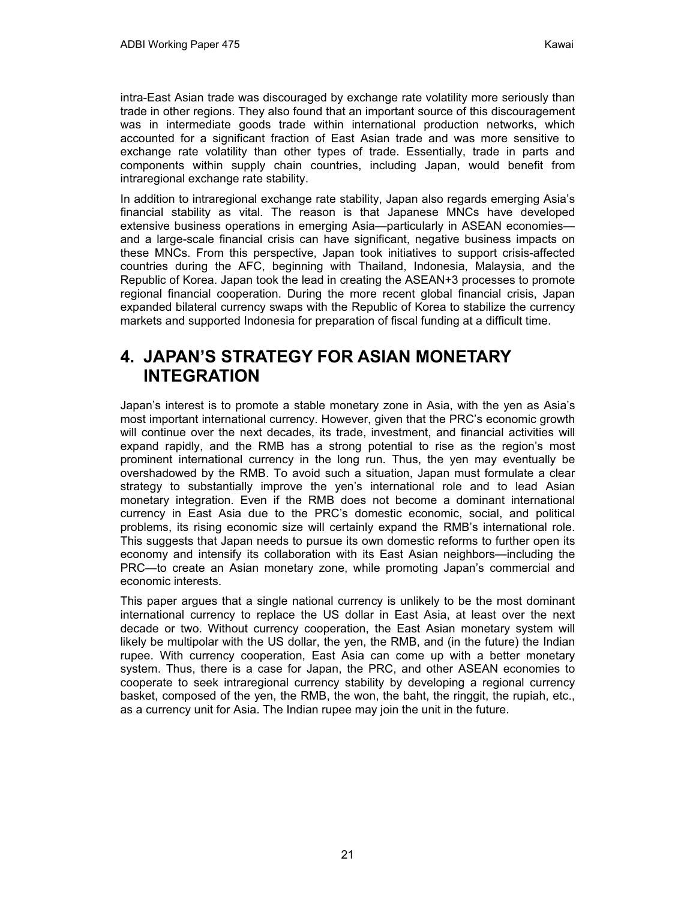intra-East Asian trade was discouraged by exchange rate volatility more seriously than trade in other regions. They also found that an important source of this discouragement was in intermediate goods trade within international production networks, which accounted for a significant fraction of East Asian trade and was more sensitive to exchange rate volatility than other types of trade. Essentially, trade in parts and components within supply chain countries, including Japan, would benefit from intraregional exchange rate stability.

In addition to intraregional exchange rate stability, Japan also regards emerging Asia's financial stability as vital. The reason is that Japanese MNCs have developed extensive business operations in emerging Asia—particularly in ASEAN economies—and a large-scale financial crisis can have significant, negative business impacts on these MNCs. From this perspective, Japan took initiatives to support crisis-affected countries during the AFC, beginning with Thailand, Indonesia, Malaysia, and the Republic of Korea. Japan took the lead in creating the ASEAN+3 processes to promote regional financial cooperation. During the more recent global financial crisis, Japan expanded bilateral currency swaps with the Republic of Korea to stabilize the currency markets and supported Indonesia for preparation of fiscal funding at a difficult time.

# 4. JAPAN'S STRATEGY FOR ASIAN MONETARY INTEGRATION

Japan's interest is to promote a stable monetary zone in Asia, with the yen as Asia's most important international currency. However, given that the PRC's economic growth will continue over the next decades, its trade, investment, and financial activities will expand rapidly, and the RMB has a strong potential to rise as the region's most prominent international currency in the long run. Thus, the yen may eventually be overshadowed by the RMB. To avoid such a situation, Japan must formulate a clear strategy to substantially improve the yen's international role and to lead Asian monetary integration. Even if the RMB does not become a dominant international currency in East Asia due to the PRC's domestic economic, social, and political problems, its rising economic size will certainly expand the RMB's international role. This suggests that Japan needs to pursue its own domestic reforms to further open its economy and intensify its collaboration with its East Asian neighbors—including the PRC—to create an Asian monetary zone, while promoting Japan's commercial and economic interests.

This paper argues that a single national currency is unlikely to be the most dominant international currency to replace the US dollar in East Asia, at least over the next decade or two. Without currency cooperation, the East Asian monetary system will likely be multipolar with the US dollar, the yen, the RMB, and (in the future) the Indian rupee. With currency cooperation, East Asia can come up with a better monetary system. Thus, there is a case for Japan, the PRC, and other ASEAN economies to cooperate to seek intraregional currency stability by developing a regional currency basket, composed of the yen, the RMB, the won, the baht, the ringgit, the rupiah, etc., as a currency unit for Asia. The Indian rupee may join the unit in the future.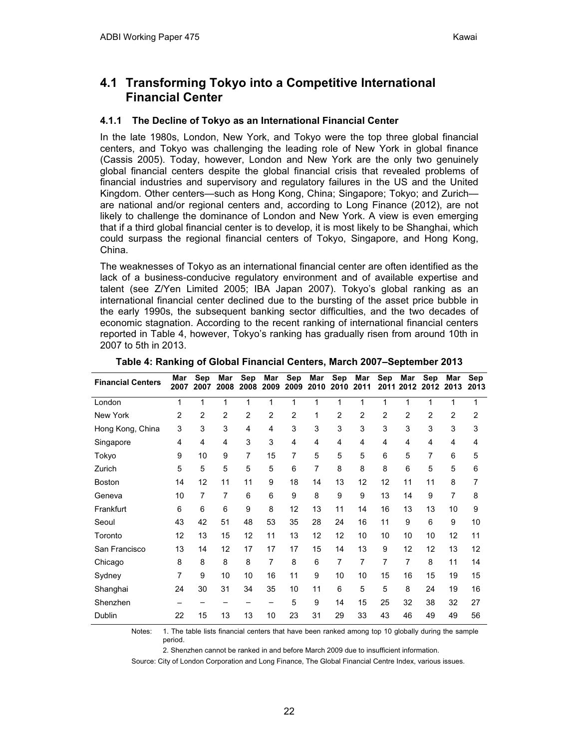## 4.1 Transforming Tokyo into a Competitive International Financial Center

### 4.1.1 The Decline of Tokyo as an International Financial Center

In the late 1980s, London, New York, and Tokyo were the top three global financial centers, and Tokyo was challenging the leading role of New York in global finance (Cassis 2005). Today, however, London and New York are the only two genuinely global financial centers despite the global financial crisis that revealed problems of financial industries and supervisory and regulatory failures in the US and the United Kingdom. Other centers—such as Hong Kong, China; Singapore; Tokyo; and Zurich—are national and/or regional centers and, according to Long Finance (2012), are not likely to challenge the dominance of London and New York. A view is even emerging that if a third global financial center is to develop, it is most likely to be Shanghai, which could surpass the regional financial centers of Tokyo, Singapore, and Hong Kong, China.

The weaknesses of Tokyo as an international financial center are often identified as the lack of a business-conducive regulatory environment and of available expertise and talent (see Z/Yen Limited 2005; IBA Japan 2007). Tokyo's global ranking as an international financial center declined due to the bursting of the asset price bubble in the early 1990s, the subsequent banking sector difficulties, and the two decades of economic stagnation. According to the recent ranking of international financial centers reported in Table 4, however, Tokyo's ranking has gradually risen from around 10th in 2007 to 5th in 2013.

**Table 4: Ranking of Global Financial Centers, March 2007–September 2013**

| Financial Centers | Mar 2007 | Sep 2007 | Mar 2008 | Sep 2008 | Mar 2009 | Sep 2009 | Mar 2010 | Sep 2010 | Mar 2011 | Sep 2011 | Mar 2012 | Sep 2012 | Mar 2013 | Sep 2013 |
|---|---|---|---|---|---|---|---|---|---|---|---|---|---|---|
| London | 1 | 1 | 1 | 1 | 1 | 1 | 1 | 1 | 1 | 1 | 1 | 1 | 1 | 1 |
| New York | 2 | 2 | 2 | 2 | 2 | 2 | 1 | 2 | 2 | 2 | 2 | 2 | 2 | 2 |
| Hong Kong, China | 3 | 3 | 3 | 4 | 4 | 3 | 3 | 3 | 3 | 3 | 3 | 3 | 3 | 3 |
| Singapore | 4 | 4 | 4 | 3 | 3 | 4 | 4 | 4 | 4 | 4 | 4 | 4 | 4 | 4 |
| Tokyo | 9 | 10 | 9 | 7 | 15 | 7 | 5 | 5 | 5 | 6 | 5 | 7 | 6 | 5 |
| Zurich | 5 | 5 | 5 | 5 | 5 | 6 | 7 | 8 | 8 | 8 | 6 | 5 | 5 | 6 |
| Boston | 14 | 12 | 11 | 11 | 9 | 18 | 14 | 13 | 12 | 12 | 11 | 11 | 8 | 7 |
| Geneva | 10 | 7 | 7 | 6 | 6 | 9 | 8 | 9 | 9 | 13 | 14 | 9 | 7 | 8 |
| Frankfurt | 6 | 6 | 6 | 9 | 8 | 12 | 13 | 11 | 14 | 16 | 13 | 13 | 10 | 9 |
| Seoul | 43 | 42 | 51 | 48 | 53 | 35 | 28 | 24 | 16 | 11 | 9 | 6 | 9 | 10 |
| Toronto | 12 | 13 | 15 | 12 | 11 | 13 | 12 | 12 | 10 | 10 | 10 | 10 | 12 | 11 |
| San Francisco | 13 | 14 | 12 | 17 | 17 | 17 | 15 | 14 | 13 | 9 | 12 | 12 | 13 | 12 |
| Chicago | 8 | 8 | 8 | 8 | 7 | 8 | 6 | 7 | 7 | 7 | 7 | 8 | 11 | 14 |
| Sydney | 7 | 9 | 10 | 10 | 16 | 11 | 9 | 10 | 10 | 15 | 16 | 15 | 19 | 15 |
| Shanghai | 24 | 30 | 31 | 34 | 35 | 10 | 11 | 6 | 5 | 5 | 8 | 24 | 19 | 16 |
| Shenzhen | – | – | – | – | – | 5 | 9 | 14 | 15 | 25 | 32 | 38 | 32 | 27 |
| Dublin | 22 | 15 | 13 | 13 | 10 | 23 | 31 | 29 | 33 | 43 | 46 | 49 | 49 | 56 |

Notes: 1. The table lists financial centers that have been ranked among top 10 globally during the sample period.

2. Shenzhen cannot be ranked in and before March 2009 due to insufficient information.

Source: City of London Corporation and Long Finance, The Global Financial Centre Index, various issues.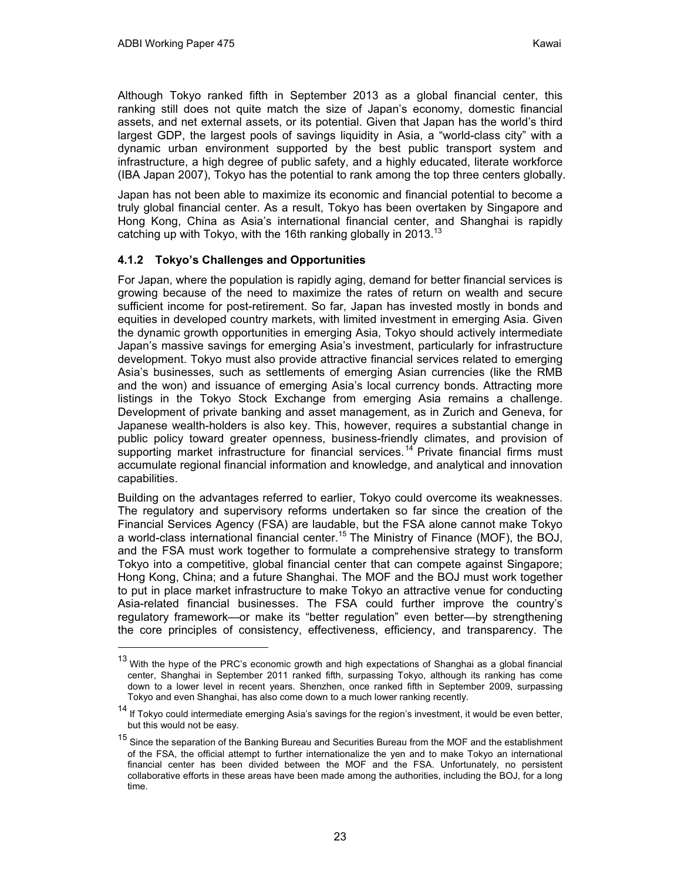Although Tokyo ranked fifth in September 2013 as a global financial center, this ranking still does not quite match the size of Japan's economy, domestic financial assets, and net external assets, or its potential. Given that Japan has the world's third largest GDP, the largest pools of savings liquidity in Asia, a "world-class city" with a dynamic urban environment supported by the best public transport system and infrastructure, a high degree of public safety, and a highly educated, literate workforce (IBA Japan 2007), Tokyo has the potential to rank among the top three centers globally.

Japan has not been able to maximize its economic and financial potential to become a truly global financial center. As a result, Tokyo has been overtaken by Singapore and Hong Kong, China as Asia's international financial center, and Shanghai is rapidly catching up with Tokyo, with the 16th ranking globally in 2013.[13]

### 4.1.2 Tokyo's Challenges and Opportunities

For Japan, where the population is rapidly aging, demand for better financial services is growing because of the need to maximize the rates of return on wealth and secure sufficient income for post-retirement. So far, Japan has invested mostly in bonds and equities in developed country markets, with limited investment in emerging Asia. Given the dynamic growth opportunities in emerging Asia, Tokyo should actively intermediate Japan's massive savings for emerging Asia's investment, particularly for infrastructure development. Tokyo must also provide attractive financial services related to emerging Asia's businesses, such as settlements of emerging Asian currencies (like the RMB and the won) and issuance of emerging Asia's local currency bonds. Attracting more listings in the Tokyo Stock Exchange from emerging Asia remains a challenge. Development of private banking and asset management, as in Zurich and Geneva, for Japanese wealth-holders is also key. This, however, requires a substantial change in public policy toward greater openness, business-friendly climates, and provision of supporting market infrastructure for financial services.[14] Private financial firms must accumulate regional financial information and knowledge, and analytical and innovation capabilities.

Building on the advantages referred to earlier, Tokyo could overcome its weaknesses. The regulatory and supervisory reforms undertaken so far since the creation of the Financial Services Agency (FSA) are laudable, but the FSA alone cannot make Tokyo a world-class international financial center.[15] The Ministry of Finance (MOF), the BOJ, and the FSA must work together to formulate a comprehensive strategy to transform Tokyo into a competitive, global financial center that can compete against Singapore; Hong Kong, China; and a future Shanghai. The MOF and the BOJ must work together to put in place market infrastructure to make Tokyo an attractive venue for conducting Asia-related financial businesses. The FSA could further improve the country's regulatory framework—or make its "better regulation" even better—by strengthening the core principles of consistency, effectiveness, efficiency, and transparency. The

---

[13] With the hype of the PRC's economic growth and high expectations of Shanghai as a global financial center, Shanghai in September 2011 ranked fifth, surpassing Tokyo, although its ranking has come down to a lower level in recent years. Shenzhen, once ranked fifth in September 2009, surpassing Tokyo and even Shanghai, has also come down to a much lower ranking recently.

[14] If Tokyo could intermediate emerging Asia's savings for the region's investment, it would be even better, but this would not be easy.

[15] Since the separation of the Banking Bureau and Securities Bureau from the MOF and the establishment of the FSA, the official attempt to further internationalize the yen and to make Tokyo an international financial center has been divided between the MOF and the FSA. Unfortunately, no persistent collaborative efforts in these areas have been made among the authorities, including the BOJ, for a long time.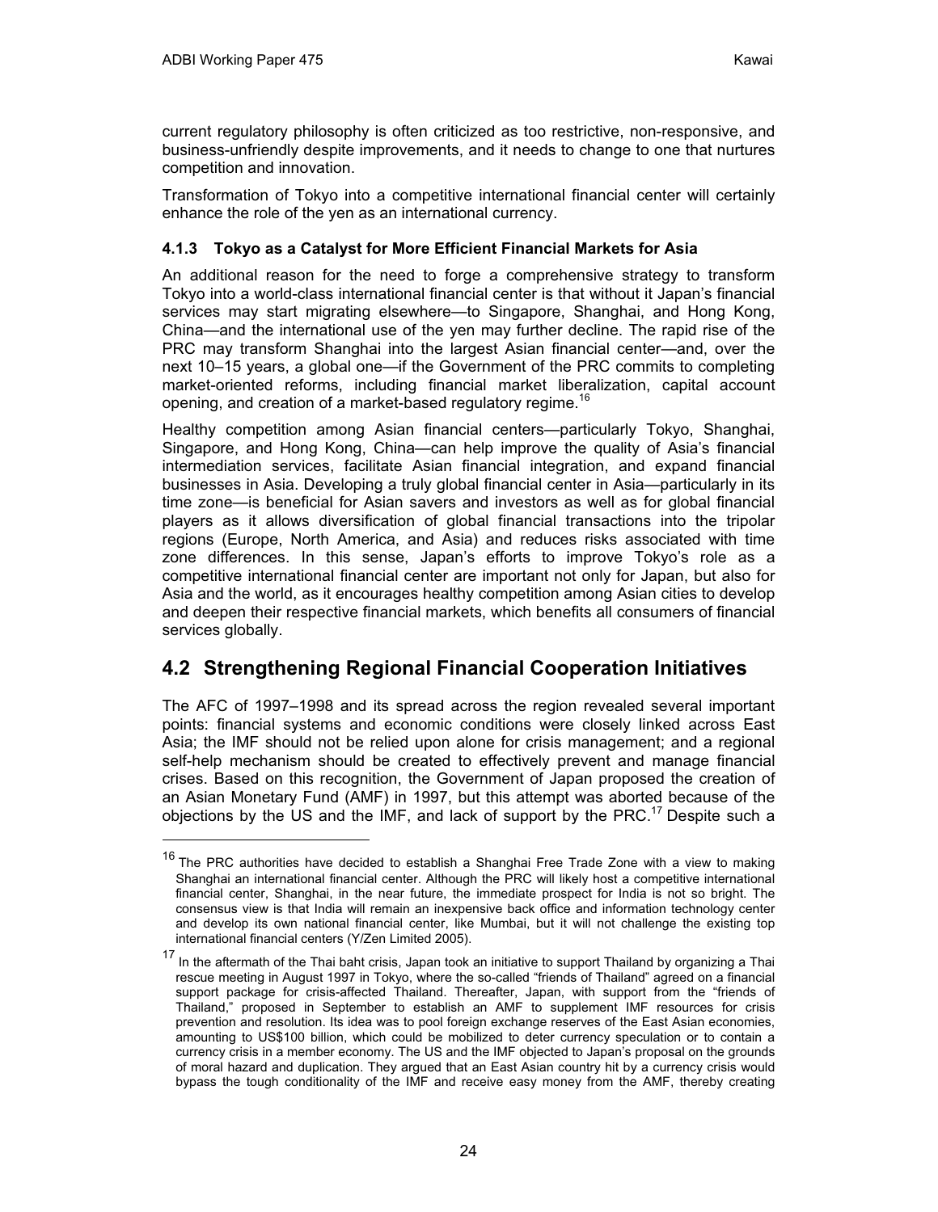current regulatory philosophy is often criticized as too restrictive, non-responsive, and business-unfriendly despite improvements, and it needs to change to one that nurtures competition and innovation.

Transformation of Tokyo into a competitive international financial center will certainly enhance the role of the yen as an international currency.

### 4.1.3 Tokyo as a Catalyst for More Efficient Financial Markets for Asia

An additional reason for the need to forge a comprehensive strategy to transform Tokyo into a world-class international financial center is that without it Japan's financial services may start migrating elsewhere—to Singapore, Shanghai, and Hong Kong, China—and the international use of the yen may further decline. The rapid rise of the PRC may transform Shanghai into the largest Asian financial center—and, over the next 10–15 years, a global one—if the Government of the PRC commits to completing market-oriented reforms, including financial market liberalization, capital account opening, and creation of a market-based regulatory regime.[16]

Healthy competition among Asian financial centers—particularly Tokyo, Shanghai, Singapore, and Hong Kong, China—can help improve the quality of Asia's financial intermediation services, facilitate Asian financial integration, and expand financial businesses in Asia. Developing a truly global financial center in Asia—particularly in its time zone—is beneficial for Asian savers and investors as well as for global financial players as it allows diversification of global financial transactions into the tripolar regions (Europe, North America, and Asia) and reduces risks associated with time zone differences. In this sense, Japan's efforts to improve Tokyo's role as a competitive international financial center are important not only for Japan, but also for Asia and the world, as it encourages healthy competition among Asian cities to develop and deepen their respective financial markets, which benefits all consumers of financial services globally.

## 4.2 Strengthening Regional Financial Cooperation Initiatives

The AFC of 1997–1998 and its spread across the region revealed several important points: financial systems and economic conditions were closely linked across East Asia; the IMF should not be relied upon alone for crisis management; and a regional self-help mechanism should be created to effectively prevent and manage financial crises. Based on this recognition, the Government of Japan proposed the creation of an Asian Monetary Fund (AMF) in 1997, but this attempt was aborted because of the objections by the US and the IMF, and lack of support by the PRC.[17] Despite such a

---

[16] The PRC authorities have decided to establish a Shanghai Free Trade Zone with a view to making Shanghai an international financial center. Although the PRC will likely host a competitive international financial center, Shanghai, in the near future, the immediate prospect for India is not so bright. The consensus view is that India will remain an inexpensive back office and information technology center and develop its own national financial center, like Mumbai, but it will not challenge the existing top international financial centers (Y/Zen Limited 2005).

[17] In the aftermath of the Thai baht crisis, Japan took an initiative to support Thailand by organizing a Thai rescue meeting in August 1997 in Tokyo, where the so-called "friends of Thailand" agreed on a financial support package for crisis-affected Thailand. Thereafter, Japan, with support from the "friends of Thailand," proposed in September to establish an AMF to supplement IMF resources for crisis prevention and resolution. Its idea was to pool foreign exchange reserves of the East Asian economies, amounting to US$100 billion, which could be mobilized to deter currency speculation or to contain a currency crisis in a member economy. The US and the IMF objected to Japan's proposal on the grounds of moral hazard and duplication. They argued that an East Asian country hit by a currency crisis would bypass the tough conditionality of the IMF and receive easy money from the AMF, thereby creating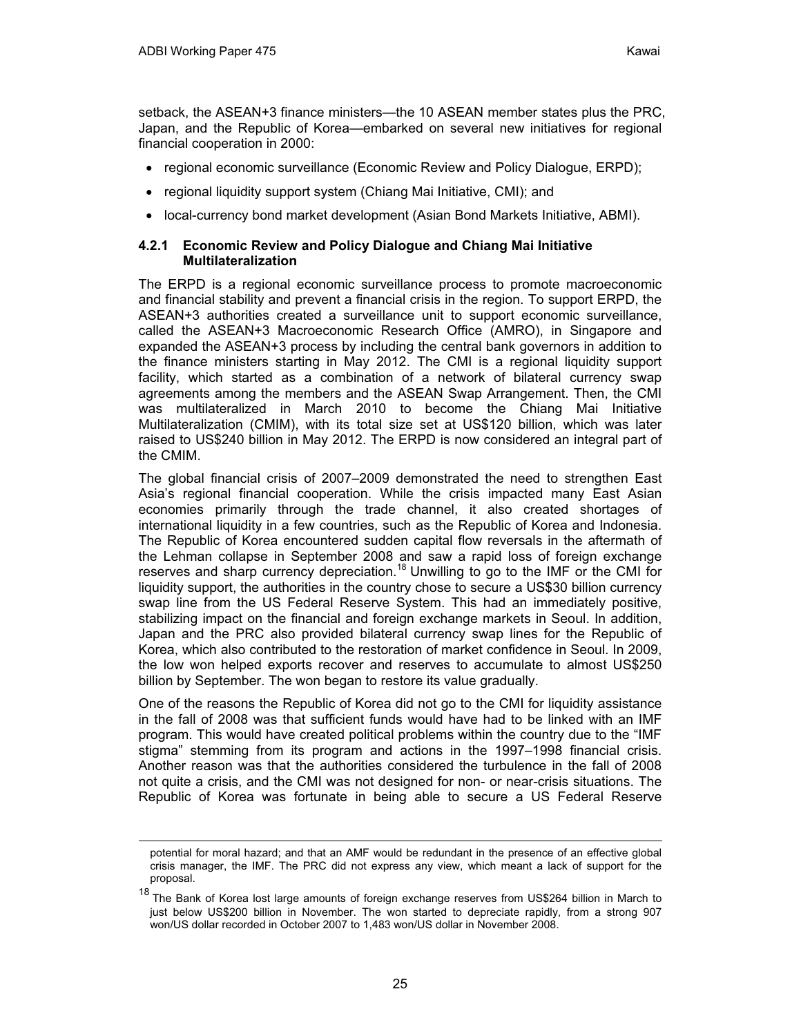setback, the ASEAN+3 finance ministers—the 10 ASEAN member states plus the PRC, Japan, and the Republic of Korea—embarked on several new initiatives for regional financial cooperation in 2000:

- regional economic surveillance (Economic Review and Policy Dialogue, ERPD);
- regional liquidity support system (Chiang Mai Initiative, CMI); and
- local-currency bond market development (Asian Bond Markets Initiative, ABMI).

#### 4.2.1 Economic Review and Policy Dialogue and Chiang Mai Initiative Multilateralization

The ERPD is a regional economic surveillance process to promote macroeconomic and financial stability and prevent a financial crisis in the region. To support ERPD, the ASEAN+3 authorities created a surveillance unit to support economic surveillance, called the ASEAN+3 Macroeconomic Research Office (AMRO), in Singapore and expanded the ASEAN+3 process by including the central bank governors in addition to the finance ministers starting in May 2012. The CMI is a regional liquidity support facility, which started as a combination of a network of bilateral currency swap agreements among the members and the ASEAN Swap Arrangement. Then, the CMI was multilateralized in March 2010 to become the Chiang Mai Initiative Multilateralization (CMIM), with its total size set at US$120 billion, which was later raised to US$240 billion in May 2012. The ERPD is now considered an integral part of the CMIM.

The global financial crisis of 2007–2009 demonstrated the need to strengthen East Asia's regional financial cooperation. While the crisis impacted many East Asian economies primarily through the trade channel, it also created shortages of international liquidity in a few countries, such as the Republic of Korea and Indonesia. The Republic of Korea encountered sudden capital flow reversals in the aftermath of the Lehman collapse in September 2008 and saw a rapid loss of foreign exchange reserves and sharp currency depreciation.[18] Unwilling to go to the IMF or the CMI for liquidity support, the authorities in the country chose to secure a US$30 billion currency swap line from the US Federal Reserve System. This had an immediately positive, stabilizing impact on the financial and foreign exchange markets in Seoul. In addition, Japan and the PRC also provided bilateral currency swap lines for the Republic of Korea, which also contributed to the restoration of market confidence in Seoul. In 2009, the low won helped exports recover and reserves to accumulate to almost US$250 billion by September. The won began to restore its value gradually.

One of the reasons the Republic of Korea did not go to the CMI for liquidity assistance in the fall of 2008 was that sufficient funds would have had to be linked with an IMF program. This would have created political problems within the country due to the "IMF stigma" stemming from its program and actions in the 1997–1998 financial crisis. Another reason was that the authorities considered the turbulence in the fall of 2008 not quite a crisis, and the CMI was not designed for non- or near-crisis situations. The Republic of Korea was fortunate in being able to secure a US Federal Reserve

---

potential for moral hazard; and that an AMF would be redundant in the presence of an effective global crisis manager, the IMF. The PRC did not express any view, which meant a lack of support for the proposal.

[18] The Bank of Korea lost large amounts of foreign exchange reserves from US$264 billion in March to just below US$200 billion in November. The won started to depreciate rapidly, from a strong 907 won/US dollar recorded in October 2007 to 1,483 won/US dollar in November 2008.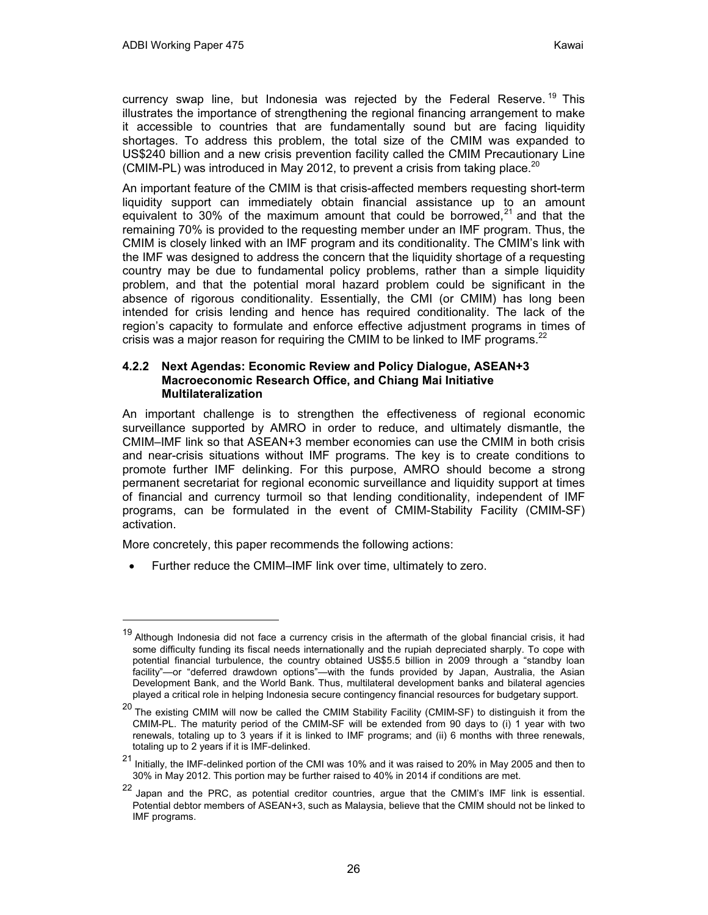currency swap line, but Indonesia was rejected by the Federal Reserve.[19] This illustrates the importance of strengthening the regional financing arrangement to make it accessible to countries that are fundamentally sound but are facing liquidity shortages. To address this problem, the total size of the CMIM was expanded to US$240 billion and a new crisis prevention facility called the CMIM Precautionary Line (CMIM-PL) was introduced in May 2012, to prevent a crisis from taking place.[20]

An important feature of the CMIM is that crisis-affected members requesting short-term liquidity support can immediately obtain financial assistance up to an amount equivalent to 30% of the maximum amount that could be borrowed,[21] and that the remaining 70% is provided to the requesting member under an IMF program. Thus, the CMIM is closely linked with an IMF program and its conditionality. The CMIM's link with the IMF was designed to address the concern that the liquidity shortage of a requesting country may be due to fundamental policy problems, rather than a simple liquidity problem, and that the potential moral hazard problem could be significant in the absence of rigorous conditionality. Essentially, the CMI (or CMIM) has long been intended for crisis lending and hence has required conditionality. The lack of the region's capacity to formulate and enforce effective adjustment programs in times of crisis was a major reason for requiring the CMIM to be linked to IMF programs.[22]

### 4.2.2 Next Agendas: Economic Review and Policy Dialogue, ASEAN+3 Macroeconomic Research Office, and Chiang Mai Initiative Multilateralization

An important challenge is to strengthen the effectiveness of regional economic surveillance supported by AMRO in order to reduce, and ultimately dismantle, the CMIM–IMF link so that ASEAN+3 member economies can use the CMIM in both crisis and near-crisis situations without IMF programs. The key is to create conditions to promote further IMF delinking. For this purpose, AMRO should become a strong permanent secretariat for regional economic surveillance and liquidity support at times of financial and currency turmoil so that lending conditionality, independent of IMF programs, can be formulated in the event of CMIM-Stability Facility (CMIM-SF) activation.

More concretely, this paper recommends the following actions:

- Further reduce the CMIM–IMF link over time, ultimately to zero.

---

[19] Although Indonesia did not face a currency crisis in the aftermath of the global financial crisis, it had some difficulty funding its fiscal needs internationally and the rupiah depreciated sharply. To cope with potential financial turbulence, the country obtained US$5.5 billion in 2009 through a "standby loan facility"—or "deferred drawdown options"—with the funds provided by Japan, Australia, the Asian Development Bank, and the World Bank. Thus, multilateral development banks and bilateral agencies played a critical role in helping Indonesia secure contingency financial resources for budgetary support.

[20] The existing CMIM will now be called the CMIM Stability Facility (CMIM-SF) to distinguish it from the CMIM-PL. The maturity period of the CMIM-SF will be extended from 90 days to (i) 1 year with two renewals, totaling up to 3 years if it is linked to IMF programs; and (ii) 6 months with three renewals, totaling up to 2 years if it is IMF-delinked.

[21] Initially, the IMF-delinked portion of the CMI was 10% and it was raised to 20% in May 2005 and then to 30% in May 2012. This portion may be further raised to 40% in 2014 if conditions are met.

[22] Japan and the PRC, as potential creditor countries, argue that the CMIM's IMF link is essential. Potential debtor members of ASEAN+3, such as Malaysia, believe that the CMIM should not be linked to IMF programs.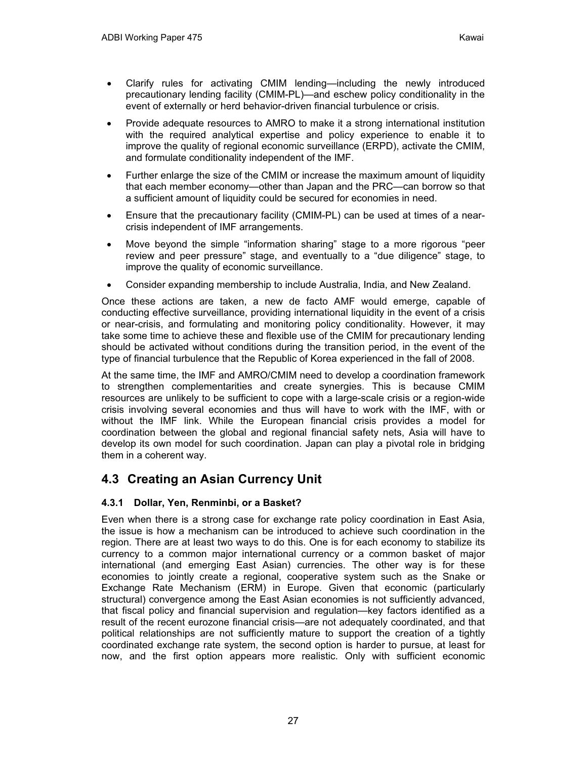- Clarify rules for activating CMIM lending—including the newly introduced precautionary lending facility (CMIM-PL)—and eschew policy conditionality in the event of externally or herd behavior-driven financial turbulence or crisis.
- Provide adequate resources to AMRO to make it a strong international institution with the required analytical expertise and policy experience to enable it to improve the quality of regional economic surveillance (ERPD), activate the CMIM, and formulate conditionality independent of the IMF.
- Further enlarge the size of the CMIM or increase the maximum amount of liquidity that each member economy—other than Japan and the PRC—can borrow so that a sufficient amount of liquidity could be secured for economies in need.
- Ensure that the precautionary facility (CMIM-PL) can be used at times of a near-crisis independent of IMF arrangements.
- Move beyond the simple "information sharing" stage to a more rigorous "peer review and peer pressure" stage, and eventually to a "due diligence" stage, to improve the quality of economic surveillance.
- Consider expanding membership to include Australia, India, and New Zealand.

Once these actions are taken, a new de facto AMF would emerge, capable of conducting effective surveillance, providing international liquidity in the event of a crisis or near-crisis, and formulating and monitoring policy conditionality. However, it may take some time to achieve these and flexible use of the CMIM for precautionary lending should be activated without conditions during the transition period, in the event of the type of financial turbulence that the Republic of Korea experienced in the fall of 2008.

At the same time, the IMF and AMRO/CMIM need to develop a coordination framework to strengthen complementarities and create synergies. This is because CMIM resources are unlikely to be sufficient to cope with a large-scale crisis or a region-wide crisis involving several economies and thus will have to work with the IMF, with or without the IMF link. While the European financial crisis provides a model for coordination between the global and regional financial safety nets, Asia will have to develop its own model for such coordination. Japan can play a pivotal role in bridging them in a coherent way.

## 4.3 Creating an Asian Currency Unit

### 4.3.1 Dollar, Yen, Renminbi, or a Basket?

Even when there is a strong case for exchange rate policy coordination in East Asia, the issue is how a mechanism can be introduced to achieve such coordination in the region. There are at least two ways to do this. One is for each economy to stabilize its currency to a common major international currency or a common basket of major international (and emerging East Asian) currencies. The other way is for these economies to jointly create a regional, cooperative system such as the Snake or Exchange Rate Mechanism (ERM) in Europe. Given that economic (particularly structural) convergence among the East Asian economies is not sufficiently advanced, that fiscal policy and financial supervision and regulation—key factors identified as a result of the recent eurozone financial crisis—are not adequately coordinated, and that political relationships are not sufficiently mature to support the creation of a tightly coordinated exchange rate system, the second option is harder to pursue, at least for now, and the first option appears more realistic. Only with sufficient economic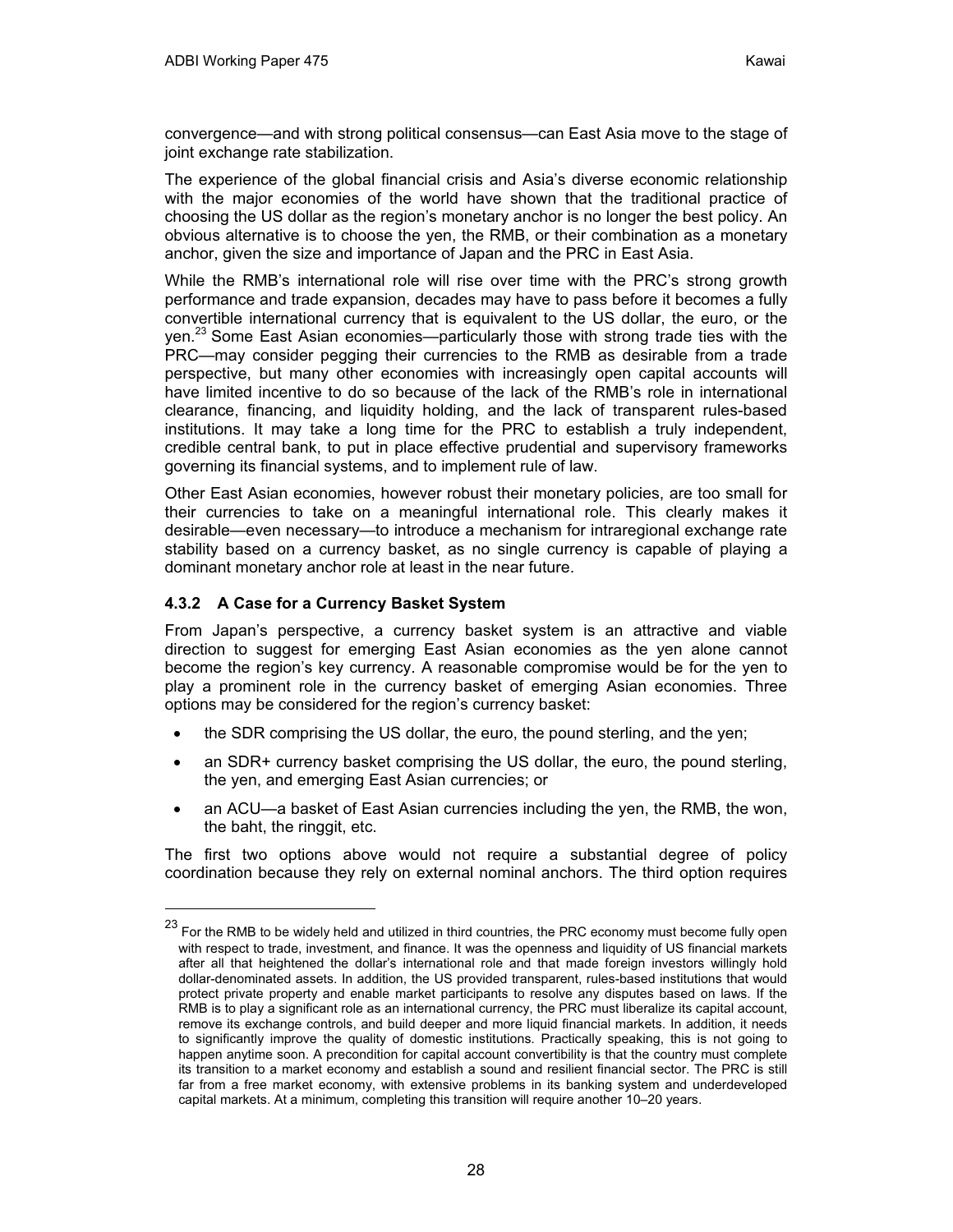convergence—and with strong political consensus—can East Asia move to the stage of joint exchange rate stabilization.

The experience of the global financial crisis and Asia's diverse economic relationship with the major economies of the world have shown that the traditional practice of choosing the US dollar as the region's monetary anchor is no longer the best policy. An obvious alternative is to choose the yen, the RMB, or their combination as a monetary anchor, given the size and importance of Japan and the PRC in East Asia.

While the RMB's international role will rise over time with the PRC's strong growth performance and trade expansion, decades may have to pass before it becomes a fully convertible international currency that is equivalent to the US dollar, the euro, or the yen.[23] Some East Asian economies—particularly those with strong trade ties with the PRC—may consider pegging their currencies to the RMB as desirable from a trade perspective, but many other economies with increasingly open capital accounts will have limited incentive to do so because of the lack of the RMB's role in international clearance, financing, and liquidity holding, and the lack of transparent rules-based institutions. It may take a long time for the PRC to establish a truly independent, credible central bank, to put in place effective prudential and supervisory frameworks governing its financial systems, and to implement rule of law.

Other East Asian economies, however robust their monetary policies, are too small for their currencies to take on a meaningful international role. This clearly makes it desirable—even necessary—to introduce a mechanism for intraregional exchange rate stability based on a currency basket, as no single currency is capable of playing a dominant monetary anchor role at least in the near future.

### 4.3.2 A Case for a Currency Basket System

From Japan's perspective, a currency basket system is an attractive and viable direction to suggest for emerging East Asian economies as the yen alone cannot become the region's key currency. A reasonable compromise would be for the yen to play a prominent role in the currency basket of emerging Asian economies. Three options may be considered for the region's currency basket:

- the SDR comprising the US dollar, the euro, the pound sterling, and the yen;
- an SDR+ currency basket comprising the US dollar, the euro, the pound sterling, the yen, and emerging East Asian currencies; or
- an ACU—a basket of East Asian currencies including the yen, the RMB, the won, the baht, the ringgit, etc.

The first two options above would not require a substantial degree of policy coordination because they rely on external nominal anchors. The third option requires

---

[23] For the RMB to be widely held and utilized in third countries, the PRC economy must become fully open with respect to trade, investment, and finance. It was the openness and liquidity of US financial markets after all that heightened the dollar's international role and that made foreign investors willingly hold dollar-denominated assets. In addition, the US provided transparent, rules-based institutions that would protect private property and enable market participants to resolve any disputes based on laws. If the RMB is to play a significant role as an international currency, the PRC must liberalize its capital account, remove its exchange controls, and build deeper and more liquid financial markets. In addition, it needs to significantly improve the quality of domestic institutions. Practically speaking, this is not going to happen anytime soon. A precondition for capital account convertibility is that the country must complete its transition to a market economy and establish a sound and resilient financial sector. The PRC is still far from a free market economy, with extensive problems in its banking system and underdeveloped capital markets. At a minimum, completing this transition will require another 10–20 years.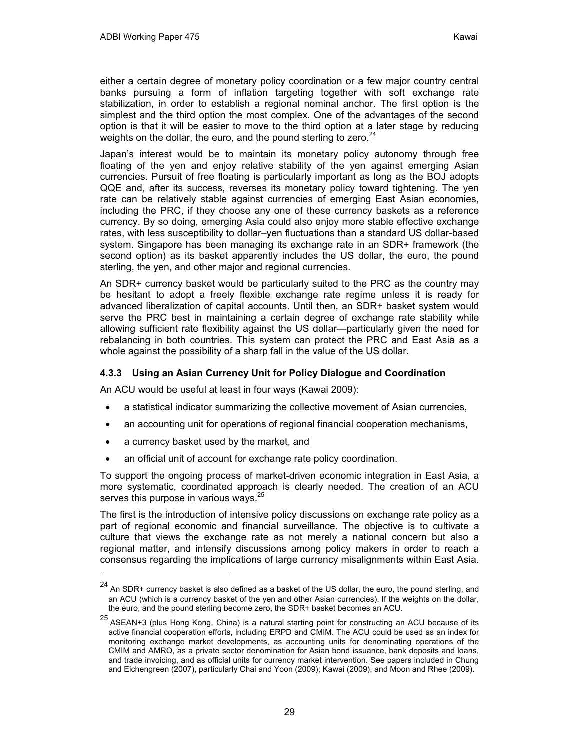either a certain degree of monetary policy coordination or a few major country central banks pursuing a form of inflation targeting together with soft exchange rate stabilization, in order to establish a regional nominal anchor. The first option is the simplest and the third option the most complex. One of the advantages of the second option is that it will be easier to move to the third option at a later stage by reducing weights on the dollar, the euro, and the pound sterling to zero.[24]

Japan's interest would be to maintain its monetary policy autonomy through free floating of the yen and enjoy relative stability of the yen against emerging Asian currencies. Pursuit of free floating is particularly important as long as the BOJ adopts QQE and, after its success, reverses its monetary policy toward tightening. The yen rate can be relatively stable against currencies of emerging East Asian economies, including the PRC, if they choose any one of these currency baskets as a reference currency. By so doing, emerging Asia could also enjoy more stable effective exchange rates, with less susceptibility to dollar–yen fluctuations than a standard US dollar-based system. Singapore has been managing its exchange rate in an SDR+ framework (the second option) as its basket apparently includes the US dollar, the euro, the pound sterling, the yen, and other major and regional currencies.

An SDR+ currency basket would be particularly suited to the PRC as the country may be hesitant to adopt a freely flexible exchange rate regime unless it is ready for advanced liberalization of capital accounts. Until then, an SDR+ basket system would serve the PRC best in maintaining a certain degree of exchange rate stability while allowing sufficient rate flexibility against the US dollar—particularly given the need for rebalancing in both countries. This system can protect the PRC and East Asia as a whole against the possibility of a sharp fall in the value of the US dollar.

### 4.3.3 Using an Asian Currency Unit for Policy Dialogue and Coordination

An ACU would be useful at least in four ways (Kawai 2009):

- a statistical indicator summarizing the collective movement of Asian currencies,
- an accounting unit for operations of regional financial cooperation mechanisms,
- a currency basket used by the market, and
- an official unit of account for exchange rate policy coordination.

To support the ongoing process of market-driven economic integration in East Asia, a more systematic, coordinated approach is clearly needed. The creation of an ACU serves this purpose in various ways.[25]

The first is the introduction of intensive policy discussions on exchange rate policy as a part of regional economic and financial surveillance. The objective is to cultivate a culture that views the exchange rate as not merely a national concern but also a regional matter, and intensify discussions among policy makers in order to reach a consensus regarding the implications of large currency misalignments within East Asia.

[24] An SDR+ currency basket is also defined as a basket of the US dollar, the euro, the pound sterling, and an ACU (which is a currency basket of the yen and other Asian currencies). If the weights on the dollar, the euro, and the pound sterling become zero, the SDR+ basket becomes an ACU.

[25] ASEAN+3 (plus Hong Kong, China) is a natural starting point for constructing an ACU because of its active financial cooperation efforts, including ERPD and CMIM. The ACU could be used as an index for monitoring exchange market developments, as accounting units for denominating operations of the CMIM and AMRO, as a private sector denomination for Asian bond issuance, bank deposits and loans, and trade invoicing, and as official units for currency market intervention. See papers included in Chung and Eichengreen (2007), particularly Chai and Yoon (2009); Kawai (2009); and Moon and Rhee (2009).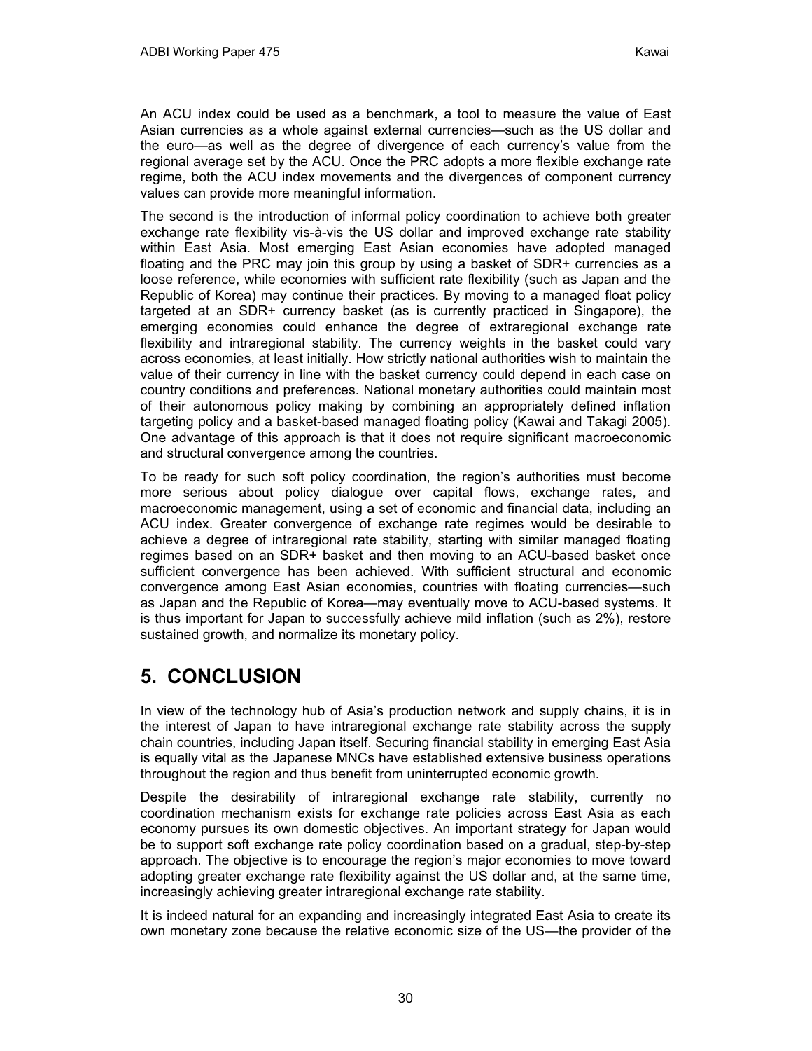An ACU index could be used as a benchmark, a tool to measure the value of East Asian currencies as a whole against external currencies—such as the US dollar and the euro—as well as the degree of divergence of each currency's value from the regional average set by the ACU. Once the PRC adopts a more flexible exchange rate regime, both the ACU index movements and the divergences of component currency values can provide more meaningful information.

The second is the introduction of informal policy coordination to achieve both greater exchange rate flexibility vis-à-vis the US dollar and improved exchange rate stability within East Asia. Most emerging East Asian economies have adopted managed floating and the PRC may join this group by using a basket of SDR+ currencies as a loose reference, while economies with sufficient rate flexibility (such as Japan and the Republic of Korea) may continue their practices. By moving to a managed float policy targeted at an SDR+ currency basket (as is currently practiced in Singapore), the emerging economies could enhance the degree of extraregional exchange rate flexibility and intraregional stability. The currency weights in the basket could vary across economies, at least initially. How strictly national authorities wish to maintain the value of their currency in line with the basket currency could depend in each case on country conditions and preferences. National monetary authorities could maintain most of their autonomous policy making by combining an appropriately defined inflation targeting policy and a basket-based managed floating policy (Kawai and Takagi 2005). One advantage of this approach is that it does not require significant macroeconomic and structural convergence among the countries.

To be ready for such soft policy coordination, the region's authorities must become more serious about policy dialogue over capital flows, exchange rates, and macroeconomic management, using a set of economic and financial data, including an ACU index. Greater convergence of exchange rate regimes would be desirable to achieve a degree of intraregional rate stability, starting with similar managed floating regimes based on an SDR+ basket and then moving to an ACU-based basket once sufficient convergence has been achieved. With sufficient structural and economic convergence among East Asian economies, countries with floating currencies—such as Japan and the Republic of Korea—may eventually move to ACU-based systems. It is thus important for Japan to successfully achieve mild inflation (such as 2%), restore sustained growth, and normalize its monetary policy.

# 5. CONCLUSION

In view of the technology hub of Asia's production network and supply chains, it is in the interest of Japan to have intraregional exchange rate stability across the supply chain countries, including Japan itself. Securing financial stability in emerging East Asia is equally vital as the Japanese MNCs have established extensive business operations throughout the region and thus benefit from uninterrupted economic growth.

Despite the desirability of intraregional exchange rate stability, currently no coordination mechanism exists for exchange rate policies across East Asia as each economy pursues its own domestic objectives. An important strategy for Japan would be to support soft exchange rate policy coordination based on a gradual, step-by-step approach. The objective is to encourage the region's major economies to move toward adopting greater exchange rate flexibility against the US dollar and, at the same time, increasingly achieving greater intraregional exchange rate stability.

It is indeed natural for an expanding and increasingly integrated East Asia to create its own monetary zone because the relative economic size of the US—the provider of the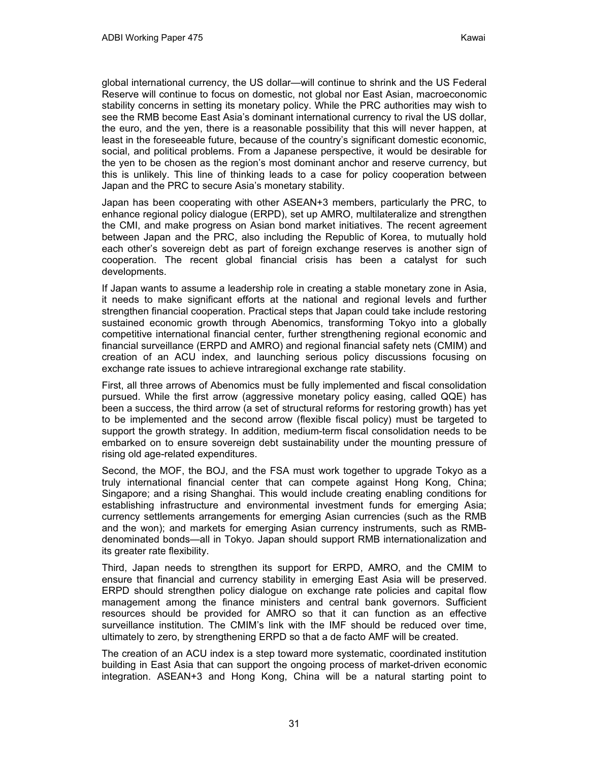global international currency, the US dollar—will continue to shrink and the US Federal Reserve will continue to focus on domestic, not global nor East Asian, macroeconomic stability concerns in setting its monetary policy. While the PRC authorities may wish to see the RMB become East Asia's dominant international currency to rival the US dollar, the euro, and the yen, there is a reasonable possibility that this will never happen, at least in the foreseeable future, because of the country's significant domestic economic, social, and political problems. From a Japanese perspective, it would be desirable for the yen to be chosen as the region's most dominant anchor and reserve currency, but this is unlikely. This line of thinking leads to a case for policy cooperation between Japan and the PRC to secure Asia's monetary stability.

Japan has been cooperating with other ASEAN+3 members, particularly the PRC, to enhance regional policy dialogue (ERPD), set up AMRO, multilateralize and strengthen the CMI, and make progress on Asian bond market initiatives. The recent agreement between Japan and the PRC, also including the Republic of Korea, to mutually hold each other's sovereign debt as part of foreign exchange reserves is another sign of cooperation. The recent global financial crisis has been a catalyst for such developments.

If Japan wants to assume a leadership role in creating a stable monetary zone in Asia, it needs to make significant efforts at the national and regional levels and further strengthen financial cooperation. Practical steps that Japan could take include restoring sustained economic growth through Abenomics, transforming Tokyo into a globally competitive international financial center, further strengthening regional economic and financial surveillance (ERPD and AMRO) and regional financial safety nets (CMIM) and creation of an ACU index, and launching serious policy discussions focusing on exchange rate issues to achieve intraregional exchange rate stability.

First, all three arrows of Abenomics must be fully implemented and fiscal consolidation pursued. While the first arrow (aggressive monetary policy easing, called QQE) has been a success, the third arrow (a set of structural reforms for restoring growth) has yet to be implemented and the second arrow (flexible fiscal policy) must be targeted to support the growth strategy. In addition, medium-term fiscal consolidation needs to be embarked on to ensure sovereign debt sustainability under the mounting pressure of rising old age-related expenditures.

Second, the MOF, the BOJ, and the FSA must work together to upgrade Tokyo as a truly international financial center that can compete against Hong Kong, China; Singapore; and a rising Shanghai. This would include creating enabling conditions for establishing infrastructure and environmental investment funds for emerging Asia; currency settlements arrangements for emerging Asian currencies (such as the RMB and the won); and markets for emerging Asian currency instruments, such as RMB-denominated bonds—all in Tokyo. Japan should support RMB internationalization and its greater rate flexibility.

Third, Japan needs to strengthen its support for ERPD, AMRO, and the CMIM to ensure that financial and currency stability in emerging East Asia will be preserved. ERPD should strengthen policy dialogue on exchange rate policies and capital flow management among the finance ministers and central bank governors. Sufficient resources should be provided for AMRO so that it can function as an effective surveillance institution. The CMIM's link with the IMF should be reduced over time, ultimately to zero, by strengthening ERPD so that a de facto AMF will be created.

The creation of an ACU index is a step toward more systematic, coordinated institution building in East Asia that can support the ongoing process of market-driven economic integration. ASEAN+3 and Hong Kong, China will be a natural starting point to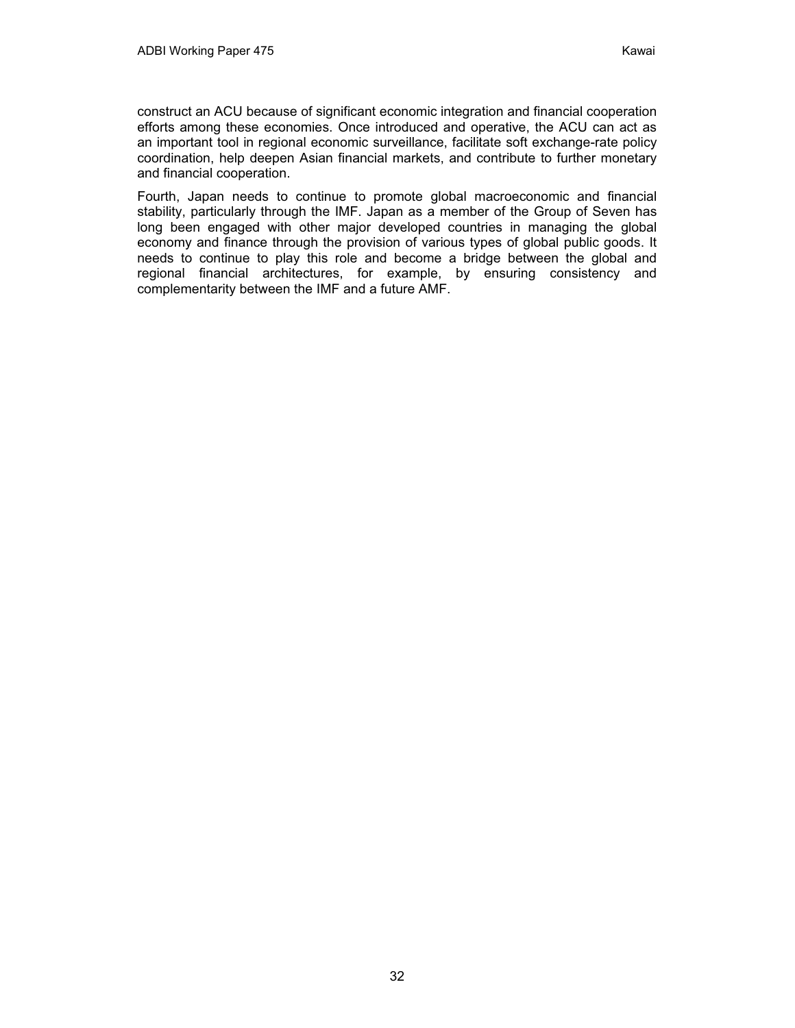construct an ACU because of significant economic integration and financial cooperation efforts among these economies. Once introduced and operative, the ACU can act as an important tool in regional economic surveillance, facilitate soft exchange-rate policy coordination, help deepen Asian financial markets, and contribute to further monetary and financial cooperation.

Fourth, Japan needs to continue to promote global macroeconomic and financial stability, particularly through the IMF. Japan as a member of the Group of Seven has long been engaged with other major developed countries in managing the global economy and finance through the provision of various types of global public goods. It needs to continue to play this role and become a bridge between the global and regional financial architectures, for example, by ensuring consistency and complementarity between the IMF and a future AMF.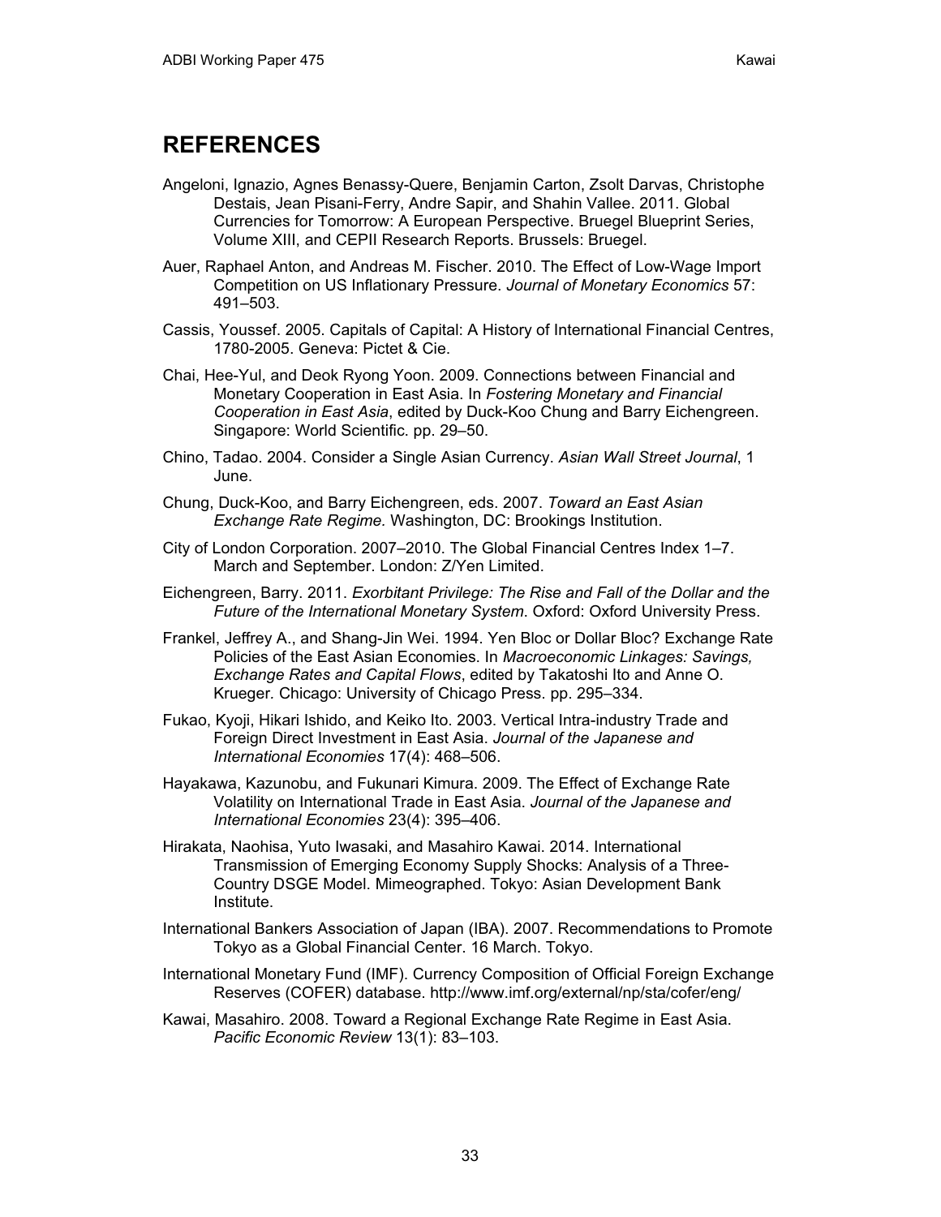# REFERENCES

Angeloni, Ignazio, Agnes Benassy-Quere, Benjamin Carton, Zsolt Darvas, Christophe Destais, Jean Pisani-Ferry, Andre Sapir, and Shahin Vallee. 2011. Global Currencies for Tomorrow: A European Perspective. Bruegel Blueprint Series, Volume XIII, and CEPII Research Reports. Brussels: Bruegel.

Auer, Raphael Anton, and Andreas M. Fischer. 2010. The Effect of Low-Wage Import Competition on US Inflationary Pressure. *Journal of Monetary Economics* 57: 491–503.

Cassis, Youssef. 2005. Capitals of Capital: A History of International Financial Centres, 1780-2005. Geneva: Pictet & Cie.

Chai, Hee-Yul, and Deok Ryong Yoon. 2009. Connections between Financial and Monetary Cooperation in East Asia. In *Fostering Monetary and Financial Cooperation in East Asia*, edited by Duck-Koo Chung and Barry Eichengreen. Singapore: World Scientific. pp. 29–50.

Chino, Tadao. 2004. Consider a Single Asian Currency. *Asian Wall Street Journal*, 1 June.

Chung, Duck-Koo, and Barry Eichengreen, eds. 2007. *Toward an East Asian Exchange Rate Regime.* Washington, DC: Brookings Institution.

City of London Corporation. 2007–2010. The Global Financial Centres Index 1–7. March and September. London: Z/Yen Limited.

Eichengreen, Barry. 2011. *Exorbitant Privilege: The Rise and Fall of the Dollar and the Future of the International Monetary System.* Oxford: Oxford University Press.

Frankel, Jeffrey A., and Shang-Jin Wei. 1994. Yen Bloc or Dollar Bloc? Exchange Rate Policies of the East Asian Economies. In *Macroeconomic Linkages: Savings, Exchange Rates and Capital Flows*, edited by Takatoshi Ito and Anne O. Krueger. Chicago: University of Chicago Press. pp. 295–334.

Fukao, Kyoji, Hikari Ishido, and Keiko Ito. 2003. Vertical Intra-industry Trade and Foreign Direct Investment in East Asia. *Journal of the Japanese and International Economies* 17(4): 468–506.

Hayakawa, Kazunobu, and Fukunari Kimura. 2009. The Effect of Exchange Rate Volatility on International Trade in East Asia. *Journal of the Japanese and International Economies* 23(4): 395–406.

Hirakata, Naohisa, Yuto Iwasaki, and Masahiro Kawai. 2014. International Transmission of Emerging Economy Supply Shocks: Analysis of a Three-Country DSGE Model. Mimeographed. Tokyo: Asian Development Bank Institute.

International Bankers Association of Japan (IBA). 2007. Recommendations to Promote Tokyo as a Global Financial Center. 16 March. Tokyo.

International Monetary Fund (IMF). Currency Composition of Official Foreign Exchange Reserves (COFER) database. http://www.imf.org/external/np/sta/cofer/eng/

Kawai, Masahiro. 2008. Toward a Regional Exchange Rate Regime in East Asia. *Pacific Economic Review* 13(1): 83–103.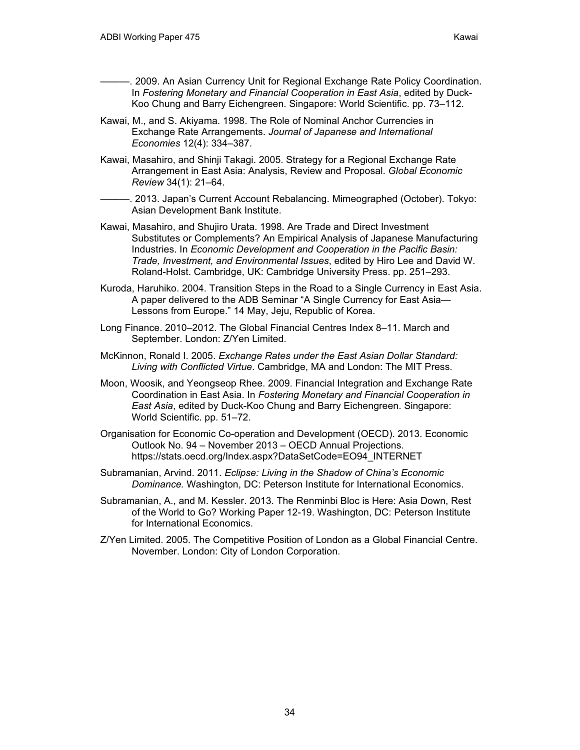———. 2009. An Asian Currency Unit for Regional Exchange Rate Policy Coordination. In *Fostering Monetary and Financial Cooperation in East Asia*, edited by Duck-Koo Chung and Barry Eichengreen. Singapore: World Scientific. pp. 73–112.

Kawai, M., and S. Akiyama. 1998. The Role of Nominal Anchor Currencies in Exchange Rate Arrangements. *Journal of Japanese and International Economies* 12(4): 334–387.

Kawai, Masahiro, and Shinji Takagi. 2005. Strategy for a Regional Exchange Rate Arrangement in East Asia: Analysis, Review and Proposal. *Global Economic Review* 34(1): 21–64.

———. 2013. Japan's Current Account Rebalancing. Mimeographed (October). Tokyo: Asian Development Bank Institute.

Kawai, Masahiro, and Shujiro Urata. 1998. Are Trade and Direct Investment Substitutes or Complements? An Empirical Analysis of Japanese Manufacturing Industries. In *Economic Development and Cooperation in the Pacific Basin: Trade, Investment, and Environmental Issues*, edited by Hiro Lee and David W. Roland-Holst. Cambridge, UK: Cambridge University Press. pp. 251–293.

Kuroda, Haruhiko. 2004. Transition Steps in the Road to a Single Currency in East Asia. A paper delivered to the ADB Seminar "A Single Currency for East Asia—Lessons from Europe." 14 May, Jeju, Republic of Korea.

Long Finance. 2010–2012. The Global Financial Centres Index 8–11. March and September. London: Z/Yen Limited.

McKinnon, Ronald I. 2005. *Exchange Rates under the East Asian Dollar Standard: Living with Conflicted Virtue*. Cambridge, MA and London: The MIT Press.

Moon, Woosik, and Yeongseop Rhee. 2009. Financial Integration and Exchange Rate Coordination in East Asia. In *Fostering Monetary and Financial Cooperation in East Asia*, edited by Duck-Koo Chung and Barry Eichengreen. Singapore: World Scientific. pp. 51–72.

Organisation for Economic Co-operation and Development (OECD). 2013. Economic Outlook No. 94 – November 2013 – OECD Annual Projections. https://stats.oecd.org/Index.aspx?DataSetCode=EO94_INTERNET

Subramanian, Arvind. 2011. *Eclipse: Living in the Shadow of China's Economic Dominance.* Washington, DC: Peterson Institute for International Economics.

Subramanian, A., and M. Kessler. 2013. The Renminbi Bloc is Here: Asia Down, Rest of the World to Go? Working Paper 12-19. Washington, DC: Peterson Institute for International Economics.

Z/Yen Limited. 2005. The Competitive Position of London as a Global Financial Centre. November. London: City of London Corporation.